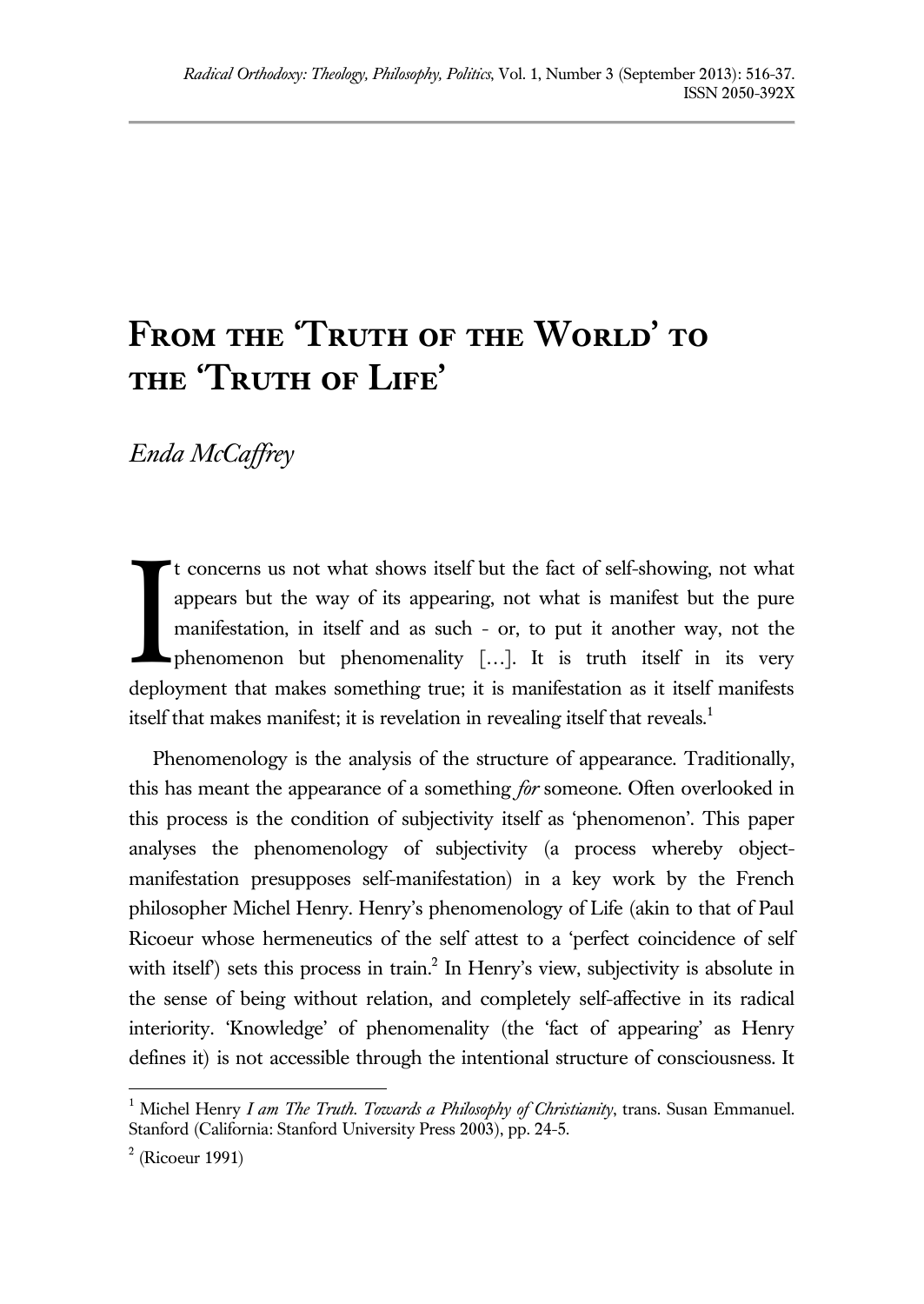# From the 'Truth of the World' to the 'Truth of Life'

*Enda McCaffrey*

It concerns us not what shows itself but the fact of self-showing, not what appears but the way of its appearing, not what is manifest but the pure manifestation, in itself and as such - or, to put it another way, not the phenomenon but phenomenality […]. It is truth itself in its very deployment that makes something true; it is manifestation as it itself manifests itself that makes manifest; it is revelation in revealing itself that reveals.[1]

Phenomenology is the analysis of the structure of appearance. Traditionally, this has meant the appearance of a something *for* someone. Often overlooked in this process is the condition of subjectivity itself as 'phenomenon'. This paper analyses the phenomenology of subjectivity (a process whereby object-manifestation presupposes self-manifestation) in a key work by the French philosopher Michel Henry. Henry's phenomenology of Life (akin to that of Paul Ricoeur whose hermeneutics of the self attest to a 'perfect coincidence of self with itself') sets this process in train.[2] In Henry's view, subjectivity is absolute in the sense of being without relation, and completely self-affective in its radical interiority. 'Knowledge' of phenomenality (the 'fact of appearing' as Henry defines it) is not accessible through the intentional structure of consciousness. It

---

[1] Michel Henry *I am The Truth. Towards a Philosophy of Christianity*, trans. Susan Emmanuel. Stanford (California: Stanford University Press 2003), pp. 24-5.

[2] (Ricoeur 1991)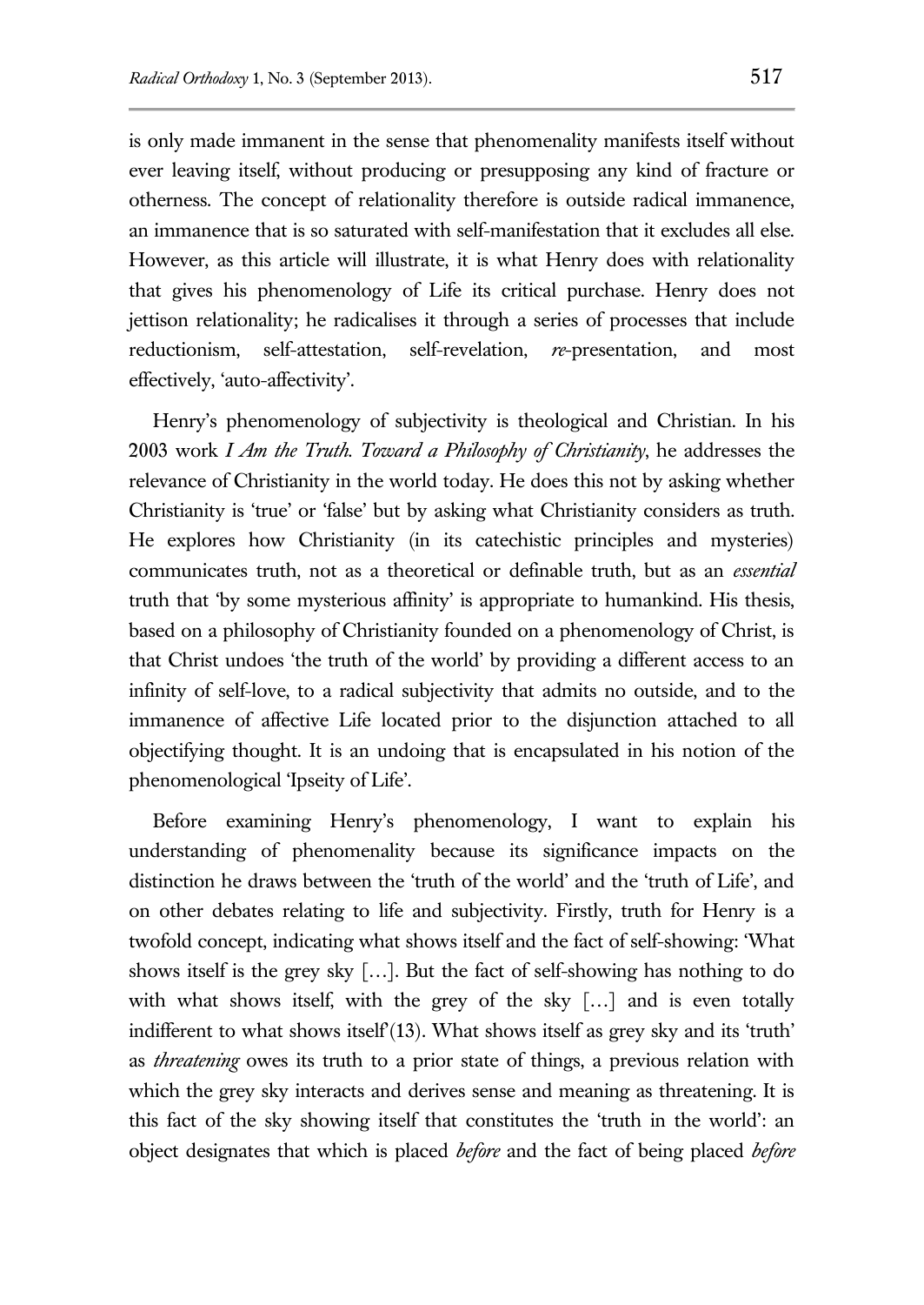is only made immanent in the sense that phenomenality manifests itself without ever leaving itself, without producing or presupposing any kind of fracture or otherness. The concept of relationality therefore is outside radical immanence, an immanence that is so saturated with self-manifestation that it excludes all else. However, as this article will illustrate, it is what Henry does with relationality that gives his phenomenology of Life its critical purchase. Henry does not jettison relationality; he radicalises it through a series of processes that include reductionism, self-attestation, self-revelation, *re*-presentation, and most effectively, 'auto-affectivity'.

Henry's phenomenology of subjectivity is theological and Christian. In his 2003 work *I Am the Truth. Toward a Philosophy of Christianity*, he addresses the relevance of Christianity in the world today. He does this not by asking whether Christianity is 'true' or 'false' but by asking what Christianity considers as truth. He explores how Christianity (in its catechistic principles and mysteries) communicates truth, not as a theoretical or definable truth, but as an *essential* truth that 'by some mysterious affinity' is appropriate to humankind. His thesis, based on a philosophy of Christianity founded on a phenomenology of Christ, is that Christ undoes 'the truth of the world' by providing a different access to an infinity of self-love, to a radical subjectivity that admits no outside, and to the immanence of affective Life located prior to the disjunction attached to all objectifying thought. It is an undoing that is encapsulated in his notion of the phenomenological 'Ipseity of Life'.

Before examining Henry's phenomenology, I want to explain his understanding of phenomenality because its significance impacts on the distinction he draws between the 'truth of the world' and the 'truth of Life', and on other debates relating to life and subjectivity. Firstly, truth for Henry is a twofold concept, indicating what shows itself and the fact of self-showing: 'What shows itself is the grey sky […]. But the fact of self-showing has nothing to do with what shows itself, with the grey of the sky […] and is even totally indifferent to what shows itself'(13). What shows itself as grey sky and its 'truth' as *threatening* owes its truth to a prior state of things, a previous relation with which the grey sky interacts and derives sense and meaning as threatening. It is this fact of the sky showing itself that constitutes the 'truth in the world': an object designates that which is placed *before* and the fact of being placed *before*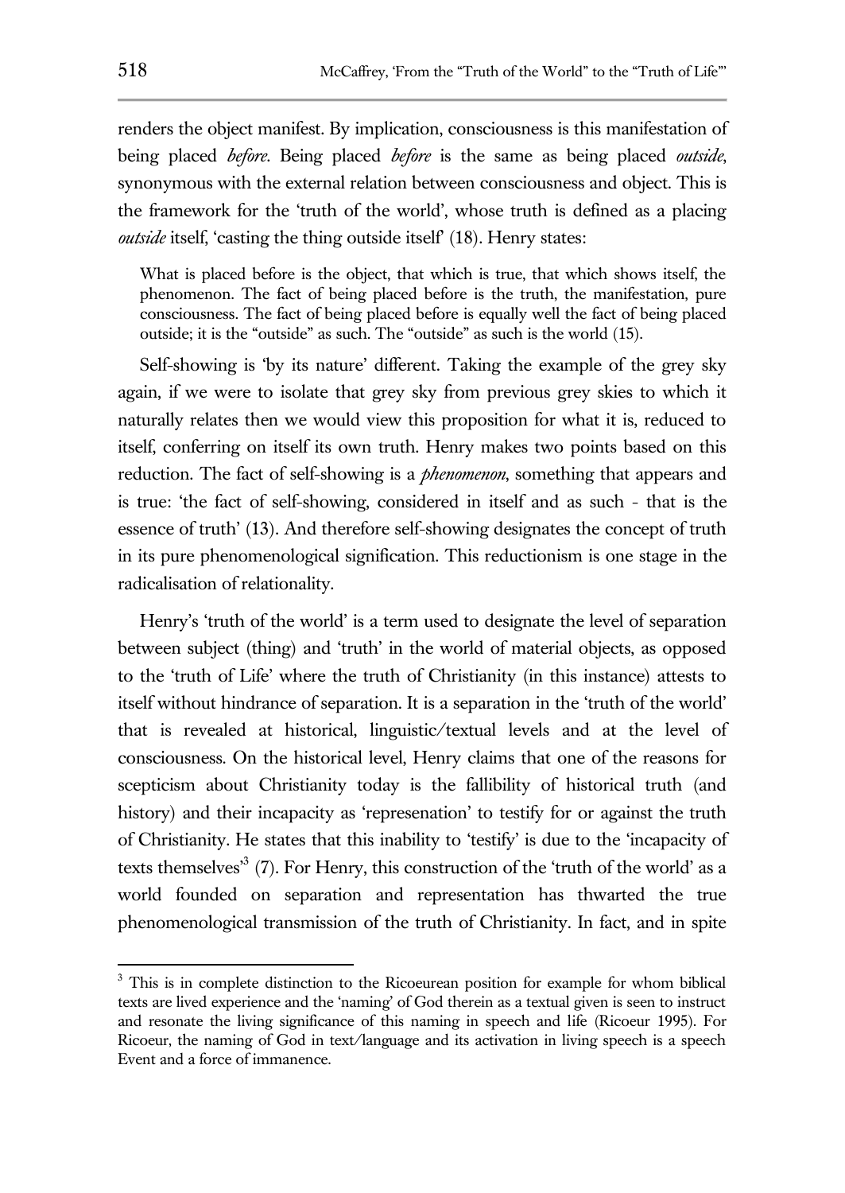renders the object manifest. By implication, consciousness is this manifestation of being placed *before*. Being placed *before* is the same as being placed *outside*, synonymous with the external relation between consciousness and object. This is the framework for the 'truth of the world', whose truth is defined as a placing *outside* itself, 'casting the thing outside itself' (18). Henry states:

> What is placed before is the object, that which is true, that which shows itself, the phenomenon. The fact of being placed before is the truth, the manifestation, pure consciousness. The fact of being placed before is equally well the fact of being placed outside; it is the "outside" as such. The "outside" as such is the world (15).

Self-showing is 'by its nature' different. Taking the example of the grey sky again, if we were to isolate that grey sky from previous grey skies to which it naturally relates then we would view this proposition for what it is, reduced to itself, conferring on itself its own truth. Henry makes two points based on this reduction. The fact of self-showing is a *phenomenon*, something that appears and is true: 'the fact of self-showing, considered in itself and as such - that is the essence of truth' (13). And therefore self-showing designates the concept of truth in its pure phenomenological signification. This reductionism is one stage in the radicalisation of relationality.

Henry's 'truth of the world' is a term used to designate the level of separation between subject (thing) and 'truth' in the world of material objects, as opposed to the 'truth of Life' where the truth of Christianity (in this instance) attests to itself without hindrance of separation. It is a separation in the 'truth of the world' that is revealed at historical, linguistic/textual levels and at the level of consciousness. On the historical level, Henry claims that one of the reasons for scepticism about Christianity today is the fallibility of historical truth (and history) and their incapacity as 'represenation' to testify for or against the truth of Christianity. He states that this inability to 'testify' is due to the 'incapacity of texts themselves'[3] (7). For Henry, this construction of the 'truth of the world' as a world founded on separation and representation has thwarted the true phenomenological transmission of the truth of Christianity. In fact, and in spite

---

[3] This is in complete distinction to the Ricoeurean position for example for whom biblical texts are lived experience and the 'naming' of God therein as a textual given is seen to instruct and resonate the living significance of this naming in speech and life (Ricoeur 1995). For Ricoeur, the naming of God in text/language and its activation in living speech is a speech Event and a force of immanence.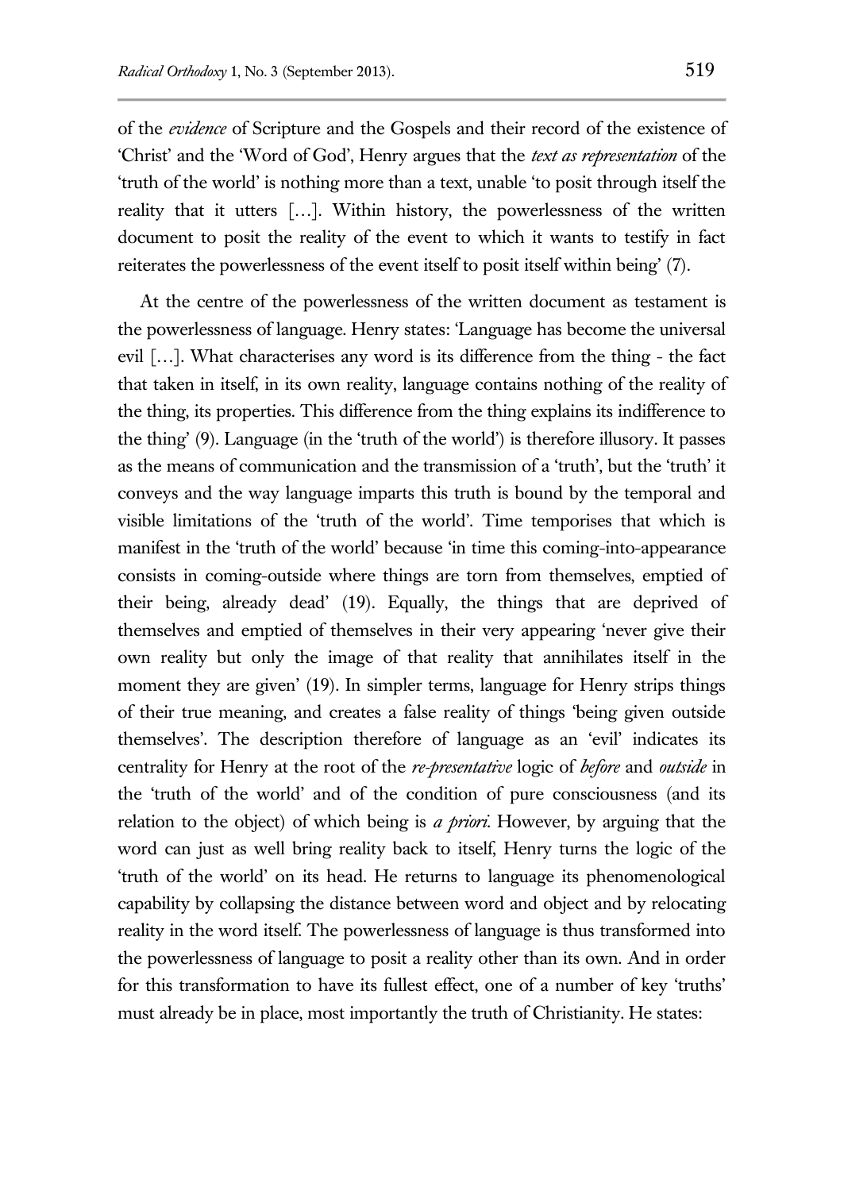of the *evidence* of Scripture and the Gospels and their record of the existence of 'Christ' and the 'Word of God', Henry argues that the *text as representation* of the 'truth of the world' is nothing more than a text, unable 'to posit through itself the reality that it utters […]. Within history, the powerlessness of the written document to posit the reality of the event to which it wants to testify in fact reiterates the powerlessness of the event itself to posit itself within being' (7).

At the centre of the powerlessness of the written document as testament is the powerlessness of language. Henry states: 'Language has become the universal evil […]. What characterises any word is its difference from the thing - the fact that taken in itself, in its own reality, language contains nothing of the reality of the thing, its properties. This difference from the thing explains its indifference to the thing' (9). Language (in the 'truth of the world') is therefore illusory. It passes as the means of communication and the transmission of a 'truth', but the 'truth' it conveys and the way language imparts this truth is bound by the temporal and visible limitations of the 'truth of the world'. Time temporises that which is manifest in the 'truth of the world' because 'in time this coming-into-appearance consists in coming-outside where things are torn from themselves, emptied of their being, already dead' (19). Equally, the things that are deprived of themselves and emptied of themselves in their very appearing 'never give their own reality but only the image of that reality that annihilates itself in the moment they are given' (19). In simpler terms, language for Henry strips things of their true meaning, and creates a false reality of things 'being given outside themselves'. The description therefore of language as an 'evil' indicates its centrality for Henry at the root of the *re-presentative* logic of *before* and *outside* in the 'truth of the world' and of the condition of pure consciousness (and its relation to the object) of which being is *a priori*. However, by arguing that the word can just as well bring reality back to itself, Henry turns the logic of the 'truth of the world' on its head. He returns to language its phenomenological capability by collapsing the distance between word and object and by relocating reality in the word itself. The powerlessness of language is thus transformed into the powerlessness of language to posit a reality other than its own. And in order for this transformation to have its fullest effect, one of a number of key 'truths' must already be in place, most importantly the truth of Christianity. He states: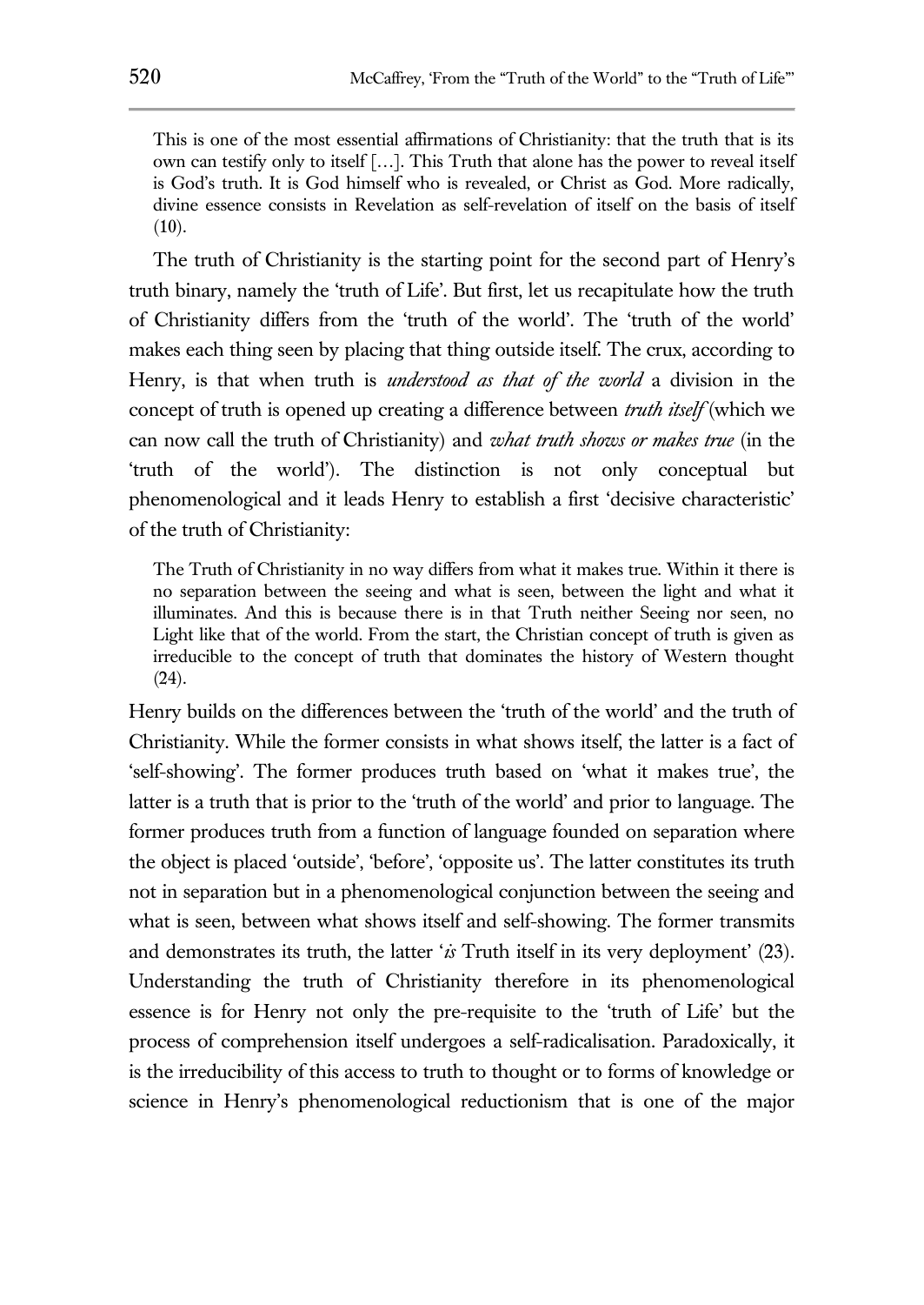> This is one of the most essential affirmations of Christianity: that the truth that is its own can testify only to itself […]. This Truth that alone has the power to reveal itself is God's truth. It is God himself who is revealed, or Christ as God. More radically, divine essence consists in Revelation as self-revelation of itself on the basis of itself (10).

The truth of Christianity is the starting point for the second part of Henry's truth binary, namely the 'truth of Life'. But first, let us recapitulate how the truth of Christianity differs from the 'truth of the world'. The 'truth of the world' makes each thing seen by placing that thing outside itself. The crux, according to Henry, is that when truth is *understood as that of the world* a division in the concept of truth is opened up creating a difference between *truth itself* (which we can now call the truth of Christianity) and *what truth shows or makes true* (in the 'truth of the world'). The distinction is not only conceptual but phenomenological and it leads Henry to establish a first 'decisive characteristic' of the truth of Christianity:

> The Truth of Christianity in no way differs from what it makes true. Within it there is no separation between the seeing and what is seen, between the light and what it illuminates. And this is because there is in that Truth neither Seeing nor seen, no Light like that of the world. From the start, the Christian concept of truth is given as irreducible to the concept of truth that dominates the history of Western thought (24).

Henry builds on the differences between the 'truth of the world' and the truth of Christianity. While the former consists in what shows itself, the latter is a fact of 'self-showing'. The former produces truth based on 'what it makes true', the latter is a truth that is prior to the 'truth of the world' and prior to language. The former produces truth from a function of language founded on separation where the object is placed 'outside', 'before', 'opposite us'. The latter constitutes its truth not in separation but in a phenomenological conjunction between the seeing and what is seen, between what shows itself and self-showing. The former transmits and demonstrates its truth, the latter '*is* Truth itself in its very deployment' (23). Understanding the truth of Christianity therefore in its phenomenological essence is for Henry not only the pre-requisite to the 'truth of Life' but the process of comprehension itself undergoes a self-radicalisation. Paradoxically, it is the irreducibility of this access to truth to thought or to forms of knowledge or science in Henry's phenomenological reductionism that is one of the major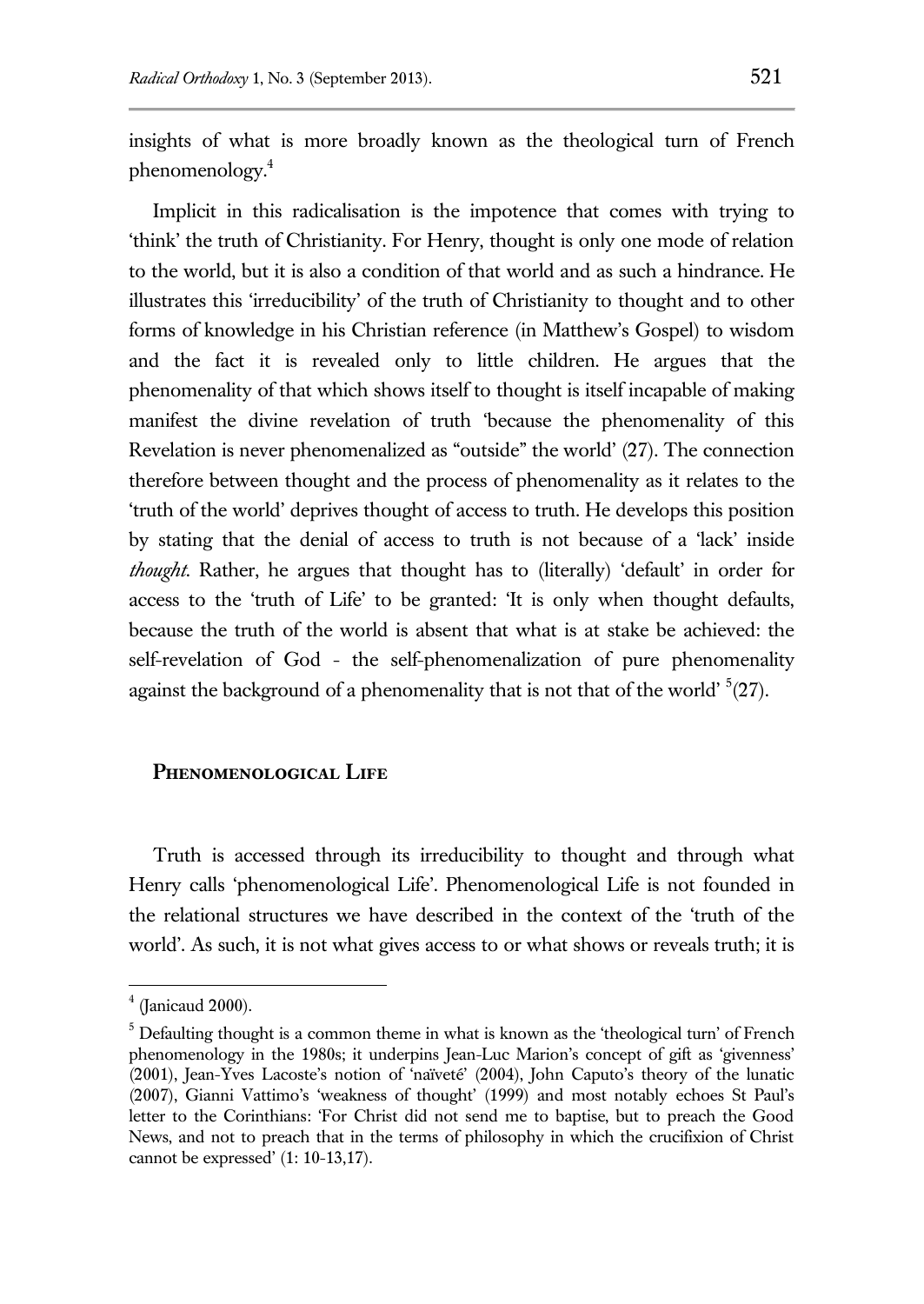insights of what is more broadly known as the theological turn of French phenomenology.[4]

Implicit in this radicalisation is the impotence that comes with trying to 'think' the truth of Christianity. For Henry, thought is only one mode of relation to the world, but it is also a condition of that world and as such a hindrance. He illustrates this 'irreducibility' of the truth of Christianity to thought and to other forms of knowledge in his Christian reference (in Matthew's Gospel) to wisdom and the fact it is revealed only to little children. He argues that the phenomenality of that which shows itself to thought is itself incapable of making manifest the divine revelation of truth 'because the phenomenality of this Revelation is never phenomenalized as "outside" the world' (27). The connection therefore between thought and the process of phenomenality as it relates to the 'truth of the world' deprives thought of access to truth. He develops this position by stating that the denial of access to truth is not because of a 'lack' inside *thought*. Rather, he argues that thought has to (literally) 'default' in order for access to the 'truth of Life' to be granted: 'It is only when thought defaults, because the truth of the world is absent that what is at stake be achieved: the self-revelation of God - the self-phenomenalization of pure phenomenality against the background of a phenomenality that is not that of the world' [5](27).

## Phenomenological Life

Truth is accessed through its irreducibility to thought and through what Henry calls 'phenomenological Life'. Phenomenological Life is not founded in the relational structures we have described in the context of the 'truth of the world'. As such, it is not what gives access to or what shows or reveals truth; it is

---

[4] (Janicaud 2000).

[5] Defaulting thought is a common theme in what is known as the 'theological turn' of French phenomenology in the 1980s; it underpins Jean-Luc Marion's concept of gift as 'givenness' (2001), Jean-Yves Lacoste's notion of 'naïveté' (2004), John Caputo's theory of the lunatic (2007), Gianni Vattimo's 'weakness of thought' (1999) and most notably echoes St Paul's letter to the Corinthians: 'For Christ did not send me to baptise, but to preach the Good News, and not to preach that in the terms of philosophy in which the crucifixion of Christ cannot be expressed' (1: 10-13,17).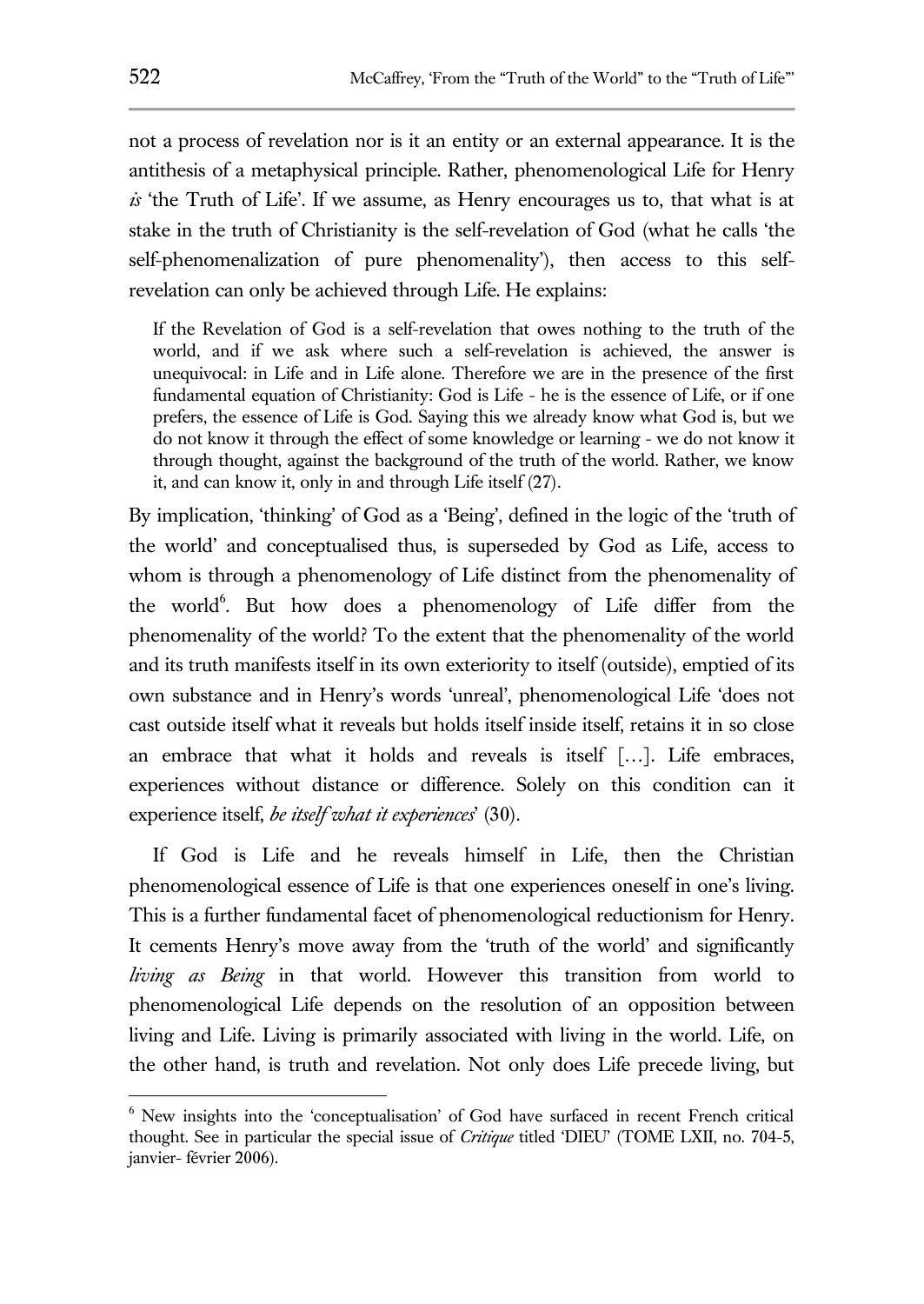not a process of revelation nor is it an entity or an external appearance. It is the antithesis of a metaphysical principle. Rather, phenomenological Life for Henry *is* 'the Truth of Life'. If we assume, as Henry encourages us to, that what is at stake in the truth of Christianity is the self-revelation of God (what he calls 'the self-phenomenalization of pure phenomenality'), then access to this self-revelation can only be achieved through Life. He explains:

> If the Revelation of God is a self-revelation that owes nothing to the truth of the world, and if we ask where such a self-revelation is achieved, the answer is unequivocal: in Life and in Life alone. Therefore we are in the presence of the first fundamental equation of Christianity: God is Life - he is the essence of Life, or if one prefers, the essence of Life is God. Saying this we already know what God is, but we do not know it through the effect of some knowledge or learning - we do not know it through thought, against the background of the truth of the world. Rather, we know it, and can know it, only in and through Life itself (27).

By implication, 'thinking' of God as a 'Being', defined in the logic of the 'truth of the world' and conceptualised thus, is superseded by God as Life, access to whom is through a phenomenology of Life distinct from the phenomenality of the world[6]. But how does a phenomenology of Life differ from the phenomenality of the world? To the extent that the phenomenality of the world and its truth manifests itself in its own exteriority to itself (outside), emptied of its own substance and in Henry's words 'unreal', phenomenological Life 'does not cast outside itself what it reveals but holds itself inside itself, retains it in so close an embrace that what it holds and reveals is itself […]. Life embraces, experiences without distance or difference. Solely on this condition can it experience itself, *be itself what it experiences*' (30).

If God is Life and he reveals himself in Life, then the Christian phenomenological essence of Life is that one experiences oneself in one's living. This is a further fundamental facet of phenomenological reductionism for Henry. It cements Henry's move away from the 'truth of the world' and significantly *living as Being* in that world. However this transition from world to phenomenological Life depends on the resolution of an opposition between living and Life. Living is primarily associated with living in the world. Life, on the other hand, is truth and revelation. Not only does Life precede living, but

---

[6] New insights into the 'conceptualisation' of God have surfaced in recent French critical thought. See in particular the special issue of *Critique* titled 'DIEU' (TOME LXII, no. 704-5, janvier- février 2006).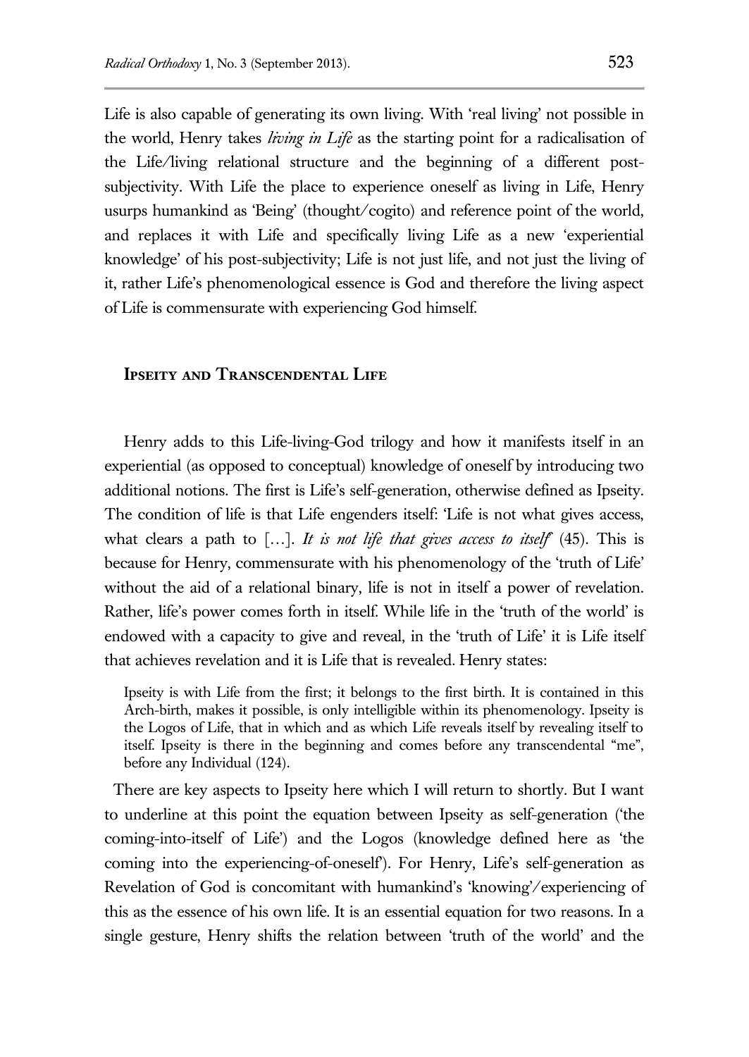Life is also capable of generating its own living. With 'real living' not possible in the world, Henry takes *living in Life* as the starting point for a radicalisation of the Life/living relational structure and the beginning of a different post-subjectivity. With Life the place to experience oneself as living in Life, Henry usurps humankind as 'Being' (thought/cogito) and reference point of the world, and replaces it with Life and specifically living Life as a new 'experiential knowledge' of his post-subjectivity; Life is not just life, and not just the living of it, rather Life's phenomenological essence is God and therefore the living aspect of Life is commensurate with experiencing God himself.

## Ipseity and Transcendental Life

Henry adds to this Life-living-God trilogy and how it manifests itself in an experiential (as opposed to conceptual) knowledge of oneself by introducing two additional notions. The first is Life's self-generation, otherwise defined as Ipseity. The condition of life is that Life engenders itself: 'Life is not what gives access, what clears a path to […]. *It is not life that gives access to itself*' (45). This is because for Henry, commensurate with his phenomenology of the 'truth of Life' without the aid of a relational binary, life is not in itself a power of revelation. Rather, life's power comes forth in itself. While life in the 'truth of the world' is endowed with a capacity to give and reveal, in the 'truth of Life' it is Life itself that achieves revelation and it is Life that is revealed. Henry states:

> Ipseity is with Life from the first; it belongs to the first birth. It is contained in this Arch-birth, makes it possible, is only intelligible within its phenomenology. Ipseity is the Logos of Life, that in which and as which Life reveals itself by revealing itself to itself. Ipseity is there in the beginning and comes before any transcendental "me", before any Individual (124).

There are key aspects to Ipseity here which I will return to shortly. But I want to underline at this point the equation between Ipseity as self-generation ('the coming-into-itself of Life') and the Logos (knowledge defined here as 'the coming into the experiencing-of-oneself'). For Henry, Life's self-generation as Revelation of God is concomitant with humankind's 'knowing'/experiencing of this as the essence of his own life. It is an essential equation for two reasons. In a single gesture, Henry shifts the relation between 'truth of the world' and the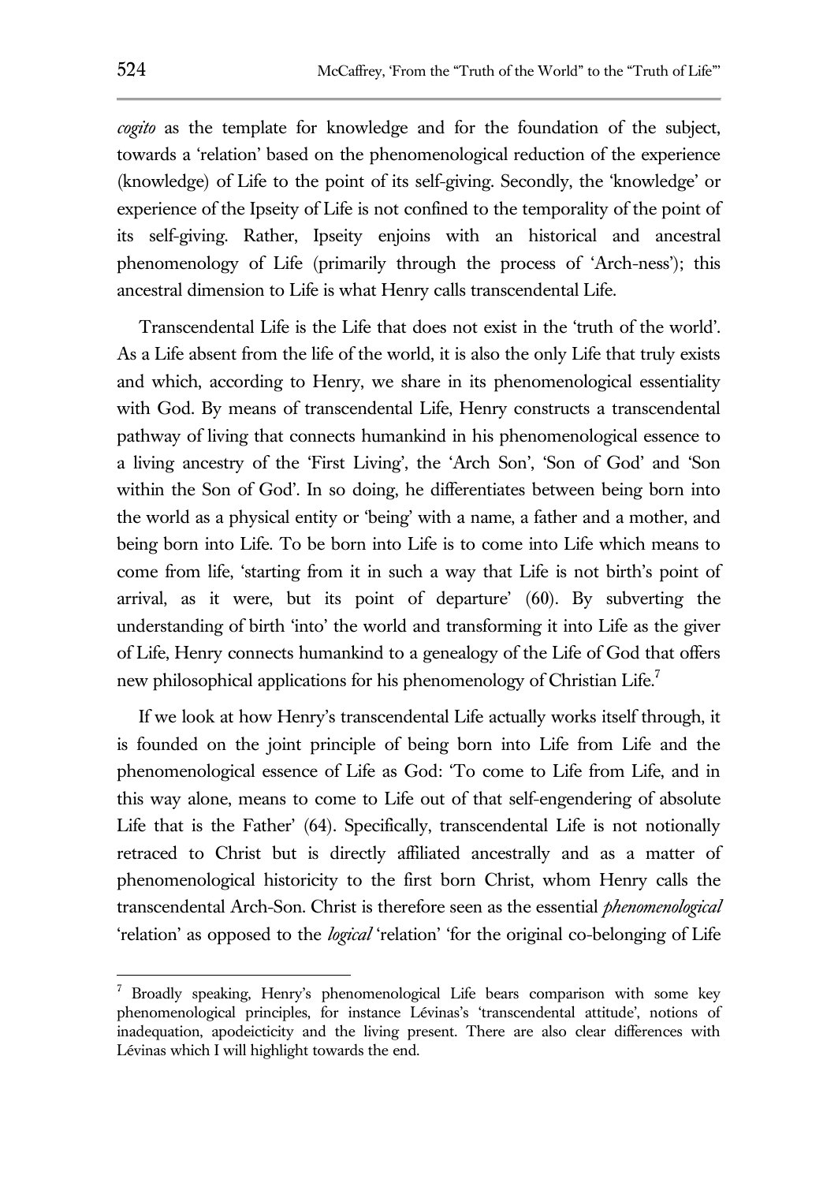*cogito* as the template for knowledge and for the foundation of the subject, towards a 'relation' based on the phenomenological reduction of the experience (knowledge) of Life to the point of its self-giving. Secondly, the 'knowledge' or experience of the Ipseity of Life is not confined to the temporality of the point of its self-giving. Rather, Ipseity enjoins with an historical and ancestral phenomenology of Life (primarily through the process of 'Arch-ness'); this ancestral dimension to Life is what Henry calls transcendental Life.

Transcendental Life is the Life that does not exist in the 'truth of the world'. As a Life absent from the life of the world, it is also the only Life that truly exists and which, according to Henry, we share in its phenomenological essentiality with God. By means of transcendental Life, Henry constructs a transcendental pathway of living that connects humankind in his phenomenological essence to a living ancestry of the 'First Living', the 'Arch Son', 'Son of God' and 'Son within the Son of God'. In so doing, he differentiates between being born into the world as a physical entity or 'being' with a name, a father and a mother, and being born into Life. To be born into Life is to come into Life which means to come from life, 'starting from it in such a way that Life is not birth's point of arrival, as it were, but its point of departure' (60). By subverting the understanding of birth 'into' the world and transforming it into Life as the giver of Life, Henry connects humankind to a genealogy of the Life of God that offers new philosophical applications for his phenomenology of Christian Life.[7]

If we look at how Henry's transcendental Life actually works itself through, it is founded on the joint principle of being born into Life from Life and the phenomenological essence of Life as God: 'To come to Life from Life, and in this way alone, means to come to Life out of that self-engendering of absolute Life that is the Father' (64). Specifically, transcendental Life is not notionally retraced to Christ but is directly affiliated ancestrally and as a matter of phenomenological historicity to the first born Christ, whom Henry calls the transcendental Arch-Son. Christ is therefore seen as the essential *phenomenological* 'relation' as opposed to the *logical* 'relation' 'for the original co-belonging of Life

---

[7] Broadly speaking, Henry's phenomenological Life bears comparison with some key phenomenological principles, for instance Lévinas's 'transcendental attitude', notions of inadequation, apodeicticity and the living present. There are also clear differences with Lévinas which I will highlight towards the end.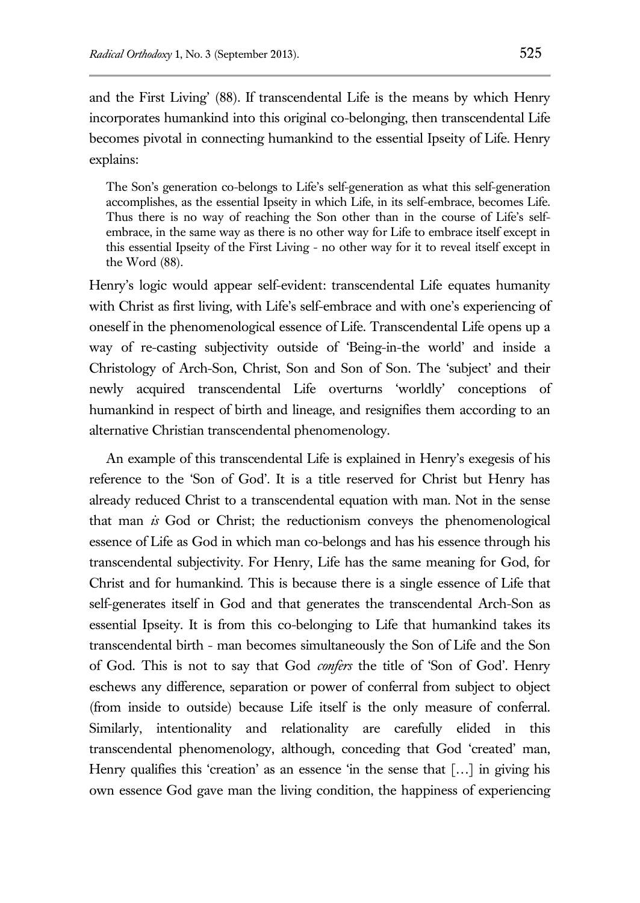and the First Living' (88). If transcendental Life is the means by which Henry incorporates humankind into this original co-belonging, then transcendental Life becomes pivotal in connecting humankind to the essential Ipseity of Life. Henry explains:

> The Son's generation co-belongs to Life's self-generation as what this self-generation accomplishes, as the essential Ipseity in which Life, in its self-embrace, becomes Life. Thus there is no way of reaching the Son other than in the course of Life's self-embrace, in the same way as there is no other way for Life to embrace itself except in this essential Ipseity of the First Living - no other way for it to reveal itself except in the Word (88).

Henry's logic would appear self-evident: transcendental Life equates humanity with Christ as first living, with Life's self-embrace and with one's experiencing of oneself in the phenomenological essence of Life. Transcendental Life opens up a way of re-casting subjectivity outside of 'Being-in-the world' and inside a Christology of Arch-Son, Christ, Son and Son of Son. The 'subject' and their newly acquired transcendental Life overturns 'worldly' conceptions of humankind in respect of birth and lineage, and resignifies them according to an alternative Christian transcendental phenomenology.

An example of this transcendental Life is explained in Henry's exegesis of his reference to the 'Son of God'. It is a title reserved for Christ but Henry has already reduced Christ to a transcendental equation with man. Not in the sense that man *is* God or Christ; the reductionism conveys the phenomenological essence of Life as God in which man co-belongs and has his essence through his transcendental subjectivity. For Henry, Life has the same meaning for God, for Christ and for humankind. This is because there is a single essence of Life that self-generates itself in God and that generates the transcendental Arch-Son as essential Ipseity. It is from this co-belonging to Life that humankind takes its transcendental birth - man becomes simultaneously the Son of Life and the Son of God. This is not to say that God *confers* the title of 'Son of God'. Henry eschews any difference, separation or power of conferral from subject to object (from inside to outside) because Life itself is the only measure of conferral. Similarly, intentionality and relationality are carefully elided in this transcendental phenomenology, although, conceding that God 'created' man, Henry qualifies this 'creation' as an essence 'in the sense that […] in giving his own essence God gave man the living condition, the happiness of experiencing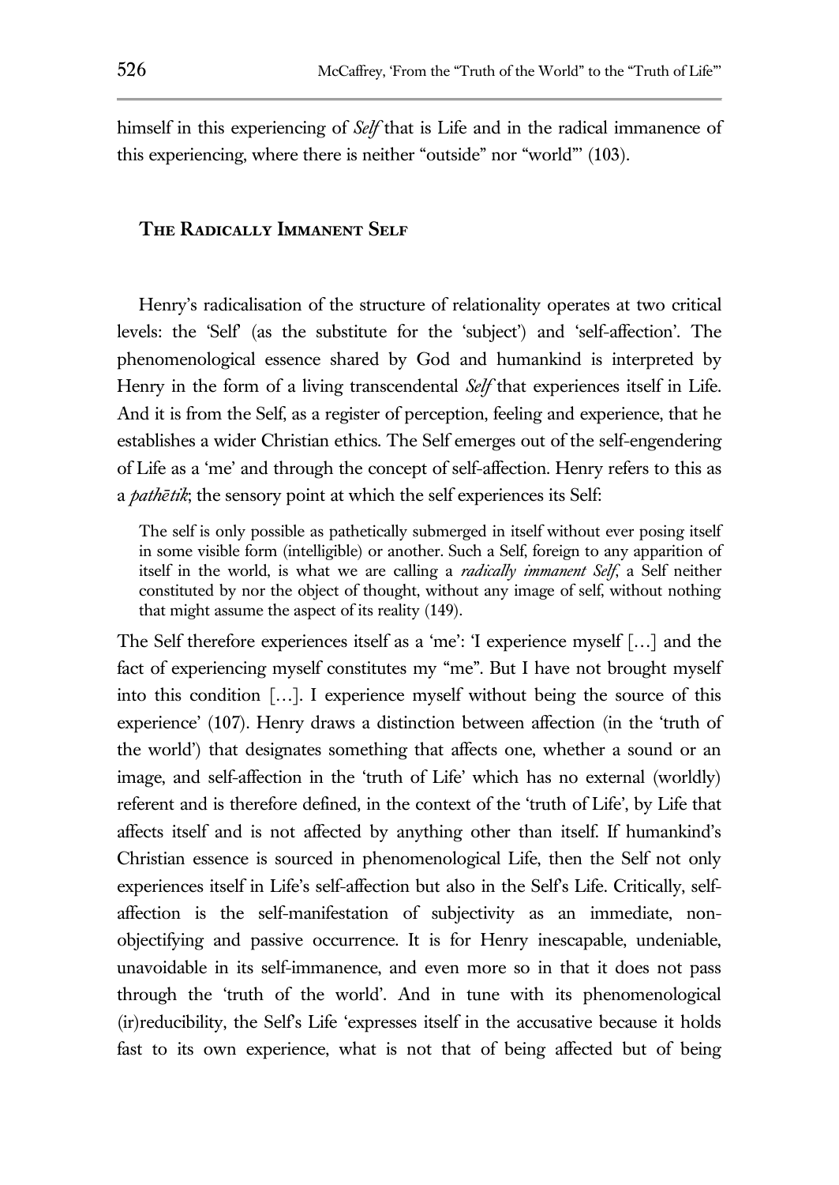himself in this experiencing of *Self* that is Life and in the radical immanence of this experiencing, where there is neither "outside" nor "world"' (103).

## The Radically Immanent Self

Henry's radicalisation of the structure of relationality operates at two critical levels: the 'Self' (as the substitute for the 'subject') and 'self-affection'. The phenomenological essence shared by God and humankind is interpreted by Henry in the form of a living transcendental *Self* that experiences itself in Life. And it is from the Self, as a register of perception, feeling and experience, that he establishes a wider Christian ethics. The Self emerges out of the self-engendering of Life as a 'me' and through the concept of self-affection. Henry refers to this as a *pathētik*; the sensory point at which the self experiences its Self:

> The self is only possible as pathetically submerged in itself without ever posing itself in some visible form (intelligible) or another. Such a Self, foreign to any apparition of itself in the world, is what we are calling a *radically immanent Self*, a Self neither constituted by nor the object of thought, without any image of self, without nothing that might assume the aspect of its reality (149).

The Self therefore experiences itself as a 'me': 'I experience myself […] and the fact of experiencing myself constitutes my "me". But I have not brought myself into this condition […]. I experience myself without being the source of this experience' (107). Henry draws a distinction between affection (in the 'truth of the world') that designates something that affects one, whether a sound or an image, and self-affection in the 'truth of Life' which has no external (worldly) referent and is therefore defined, in the context of the 'truth of Life', by Life that affects itself and is not affected by anything other than itself. If humankind's Christian essence is sourced in phenomenological Life, then the Self not only experiences itself in Life's self-affection but also in the Self's Life. Critically, self-affection is the self-manifestation of subjectivity as an immediate, non-objectifying and passive occurrence. It is for Henry inescapable, undeniable, unavoidable in its self-immanence, and even more so in that it does not pass through the 'truth of the world'. And in tune with its phenomenological (ir)reducibility, the Self's Life 'expresses itself in the accusative because it holds fast to its own experience, what is not that of being affected but of being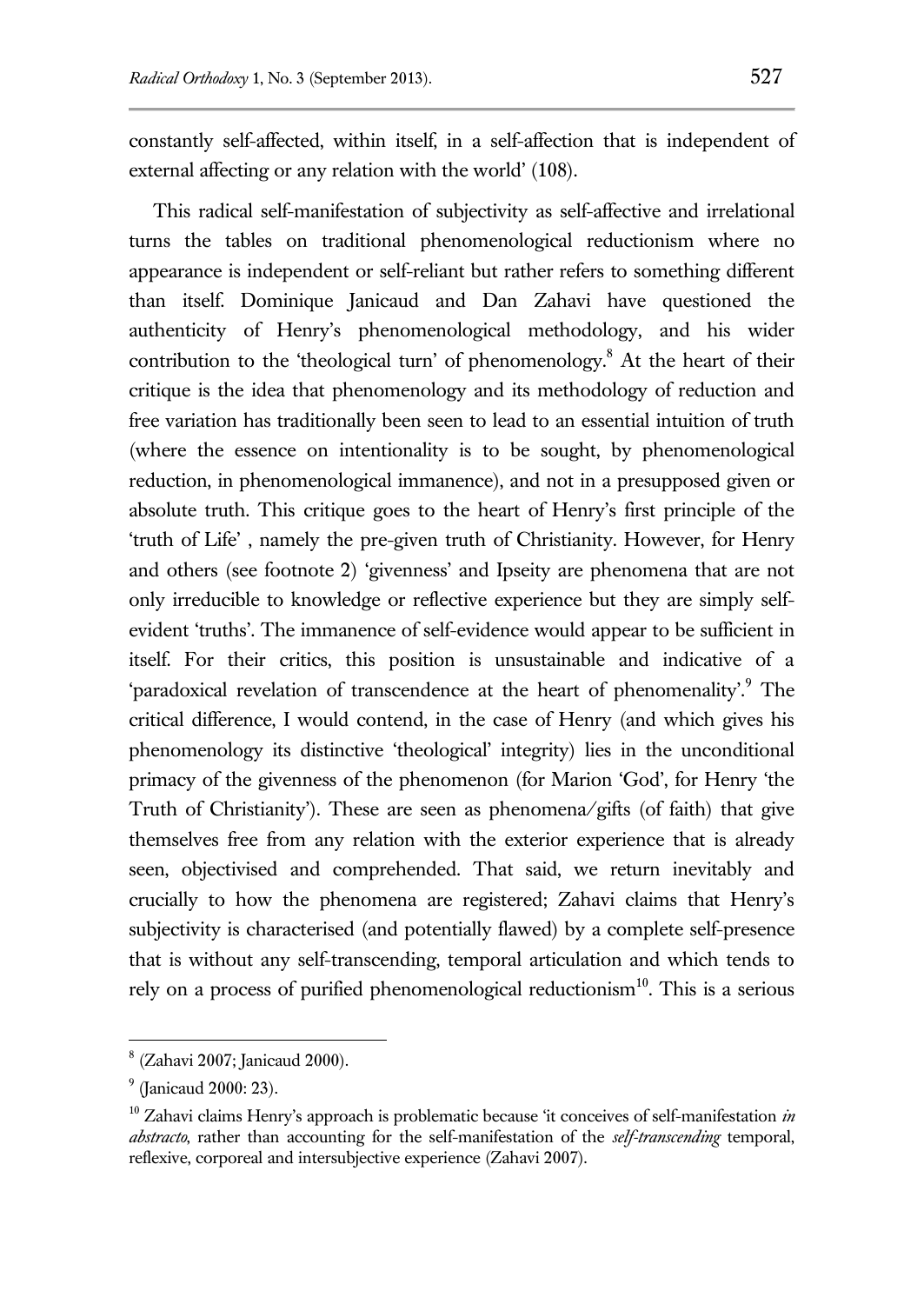constantly self-affected, within itself, in a self-affection that is independent of external affecting or any relation with the world' (108).

This radical self-manifestation of subjectivity as self-affective and irrelational turns the tables on traditional phenomenological reductionism where no appearance is independent or self-reliant but rather refers to something different than itself. Dominique Janicaud and Dan Zahavi have questioned the authenticity of Henry's phenomenological methodology, and his wider contribution to the 'theological turn' of phenomenology.[8] At the heart of their critique is the idea that phenomenology and its methodology of reduction and free variation has traditionally been seen to lead to an essential intuition of truth (where the essence on intentionality is to be sought, by phenomenological reduction, in phenomenological immanence), and not in a presupposed given or absolute truth. This critique goes to the heart of Henry's first principle of the 'truth of Life' , namely the pre-given truth of Christianity. However, for Henry and others (see footnote 2) 'givenness' and Ipseity are phenomena that are not only irreducible to knowledge or reflective experience but they are simply self-evident 'truths'. The immanence of self-evidence would appear to be sufficient in itself. For their critics, this position is unsustainable and indicative of a 'paradoxical revelation of transcendence at the heart of phenomenality'.[9] The critical difference, I would contend, in the case of Henry (and which gives his phenomenology its distinctive 'theological' integrity) lies in the unconditional primacy of the givenness of the phenomenon (for Marion 'God', for Henry 'the Truth of Christianity'). These are seen as phenomena/gifts (of faith) that give themselves free from any relation with the exterior experience that is already seen, objectivised and comprehended. That said, we return inevitably and crucially to how the phenomena are registered; Zahavi claims that Henry's subjectivity is characterised (and potentially flawed) by a complete self-presence that is without any self-transcending, temporal articulation and which tends to rely on a process of purified phenomenological reductionism[10]. This is a serious

---

[8] (Zahavi 2007; Janicaud 2000).

[9] (Janicaud 2000: 23).

[10] Zahavi claims Henry's approach is problematic because 'it conceives of self-manifestation *in abstracto*, rather than accounting for the self-manifestation of the *self-transcending* temporal, reflexive, corporeal and intersubjective experience (Zahavi 2007).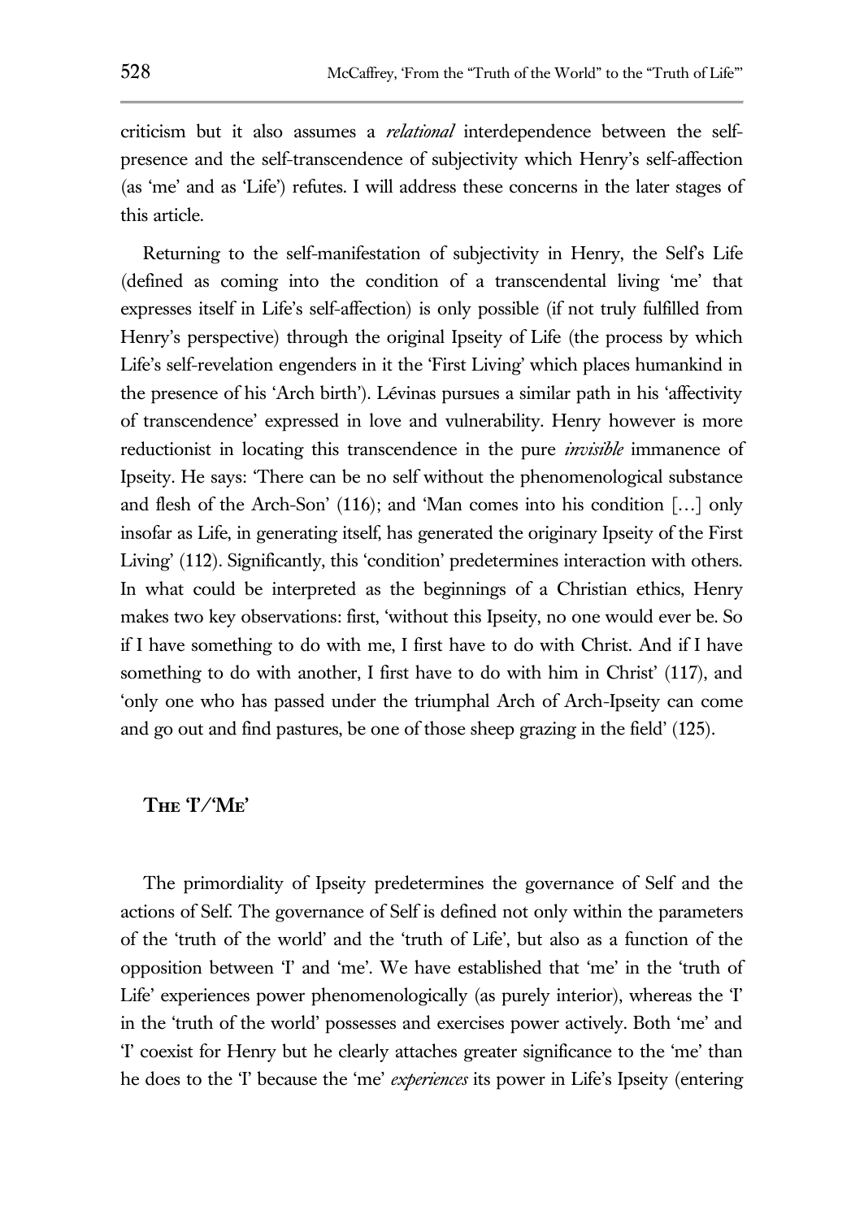criticism but it also assumes a *relational* interdependence between the self-presence and the self-transcendence of subjectivity which Henry's self-affection (as 'me' and as 'Life') refutes. I will address these concerns in the later stages of this article.

Returning to the self-manifestation of subjectivity in Henry, the Self's Life (defined as coming into the condition of a transcendental living 'me' that expresses itself in Life's self-affection) is only possible (if not truly fulfilled from Henry's perspective) through the original Ipseity of Life (the process by which Life's self-revelation engenders in it the 'First Living' which places humankind in the presence of his 'Arch birth'). Lévinas pursues a similar path in his 'affectivity of transcendence' expressed in love and vulnerability. Henry however is more reductionist in locating this transcendence in the pure *invisible* immanence of Ipseity. He says: 'There can be no self without the phenomenological substance and flesh of the Arch-Son' (116); and 'Man comes into his condition […] only insofar as Life, in generating itself, has generated the originary Ipseity of the First Living' (112). Significantly, this 'condition' predetermines interaction with others. In what could be interpreted as the beginnings of a Christian ethics, Henry makes two key observations: first, 'without this Ipseity, no one would ever be. So if I have something to do with me, I first have to do with Christ. And if I have something to do with another, I first have to do with him in Christ' (117), and 'only one who has passed under the triumphal Arch of Arch-Ipseity can come and go out and find pastures, be one of those sheep grazing in the field' (125).

## The 'I'/'Me'

The primordiality of Ipseity predetermines the governance of Self and the actions of Self. The governance of Self is defined not only within the parameters of the 'truth of the world' and the 'truth of Life', but also as a function of the opposition between 'I' and 'me'. We have established that 'me' in the 'truth of Life' experiences power phenomenologically (as purely interior), whereas the 'I' in the 'truth of the world' possesses and exercises power actively. Both 'me' and 'I' coexist for Henry but he clearly attaches greater significance to the 'me' than he does to the 'I' because the 'me' *experiences* its power in Life's Ipseity (entering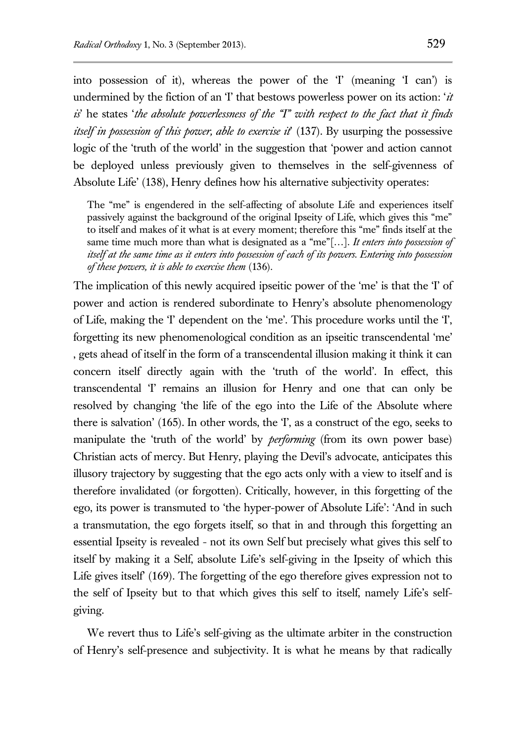into possession of it), whereas the power of the 'I' (meaning 'I can') is undermined by the fiction of an 'I' that bestows powerless power on its action: '*it is*' he states '*the absolute powerlessness of the "I" with respect to the fact that it finds itself in possession of this power, able to exercise it*' (137). By usurping the possessive logic of the 'truth of the world' in the suggestion that 'power and action cannot be deployed unless previously given to themselves in the self-givenness of Absolute Life' (138), Henry defines how his alternative subjectivity operates:

> The "me" is engendered in the self-affecting of absolute Life and experiences itself passively against the background of the original Ipseity of Life, which gives this "me" to itself and makes of it what is at every moment; therefore this "me" finds itself at the same time much more than what is designated as a "me"[…]. *It enters into possession of itself at the same time as it enters into possession of each of its powers. Entering into possession of these powers, it is able to exercise them* (136).

The implication of this newly acquired ipseitic power of the 'me' is that the 'I' of power and action is rendered subordinate to Henry's absolute phenomenology of Life, making the 'I' dependent on the 'me'. This procedure works until the 'I', forgetting its new phenomenological condition as an ipseitic transcendental 'me' , gets ahead of itself in the form of a transcendental illusion making it think it can concern itself directly again with the 'truth of the world'. In effect, this transcendental 'I' remains an illusion for Henry and one that can only be resolved by changing 'the life of the ego into the Life of the Absolute where there is salvation' (165). In other words, the 'I', as a construct of the ego, seeks to manipulate the 'truth of the world' by *performing* (from its own power base) Christian acts of mercy. But Henry, playing the Devil's advocate, anticipates this illusory trajectory by suggesting that the ego acts only with a view to itself and is therefore invalidated (or forgotten). Critically, however, in this forgetting of the ego, its power is transmuted to 'the hyper-power of Absolute Life': 'And in such a transmutation, the ego forgets itself, so that in and through this forgetting an essential Ipseity is revealed - not its own Self but precisely what gives this self to itself by making it a Self, absolute Life's self-giving in the Ipseity of which this Life gives itself' (169). The forgetting of the ego therefore gives expression not to the self of Ipseity but to that which gives this self to itself, namely Life's self-giving.

We revert thus to Life's self-giving as the ultimate arbiter in the construction of Henry's self-presence and subjectivity. It is what he means by that radically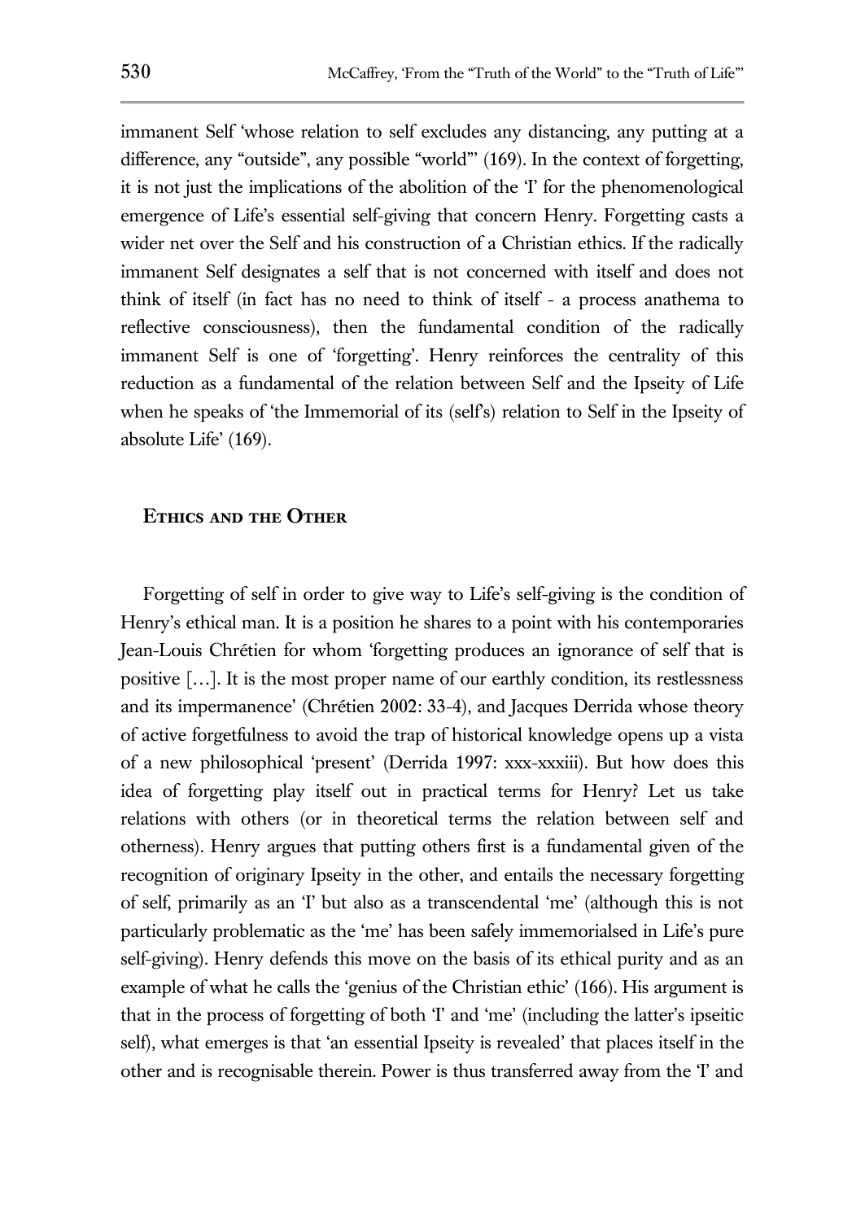immanent Self 'whose relation to self excludes any distancing, any putting at a difference, any "outside", any possible "world"' (169). In the context of forgetting, it is not just the implications of the abolition of the 'I' for the phenomenological emergence of Life's essential self-giving that concern Henry. Forgetting casts a wider net over the Self and his construction of a Christian ethics. If the radically immanent Self designates a self that is not concerned with itself and does not think of itself (in fact has no need to think of itself - a process anathema to reflective consciousness), then the fundamental condition of the radically immanent Self is one of 'forgetting'. Henry reinforces the centrality of this reduction as a fundamental of the relation between Self and the Ipseity of Life when he speaks of 'the Immemorial of its (self's) relation to Self in the Ipseity of absolute Life' (169).

## Ethics and the Other

Forgetting of self in order to give way to Life's self-giving is the condition of Henry's ethical man. It is a position he shares to a point with his contemporaries Jean-Louis Chrétien for whom 'forgetting produces an ignorance of self that is positive […]. It is the most proper name of our earthly condition, its restlessness and its impermanence' (Chrétien 2002: 33-4), and Jacques Derrida whose theory of active forgetfulness to avoid the trap of historical knowledge opens up a vista of a new philosophical 'present' (Derrida 1997: xxx-xxxiii). But how does this idea of forgetting play itself out in practical terms for Henry? Let us take relations with others (or in theoretical terms the relation between self and otherness). Henry argues that putting others first is a fundamental given of the recognition of originary Ipseity in the other, and entails the necessary forgetting of self, primarily as an 'I' but also as a transcendental 'me' (although this is not particularly problematic as the 'me' has been safely immemorialsed in Life's pure self-giving). Henry defends this move on the basis of its ethical purity and as an example of what he calls the 'genius of the Christian ethic' (166). His argument is that in the process of forgetting of both 'I' and 'me' (including the latter's ipseitic self), what emerges is that 'an essential Ipseity is revealed' that places itself in the other and is recognisable therein. Power is thus transferred away from the 'I' and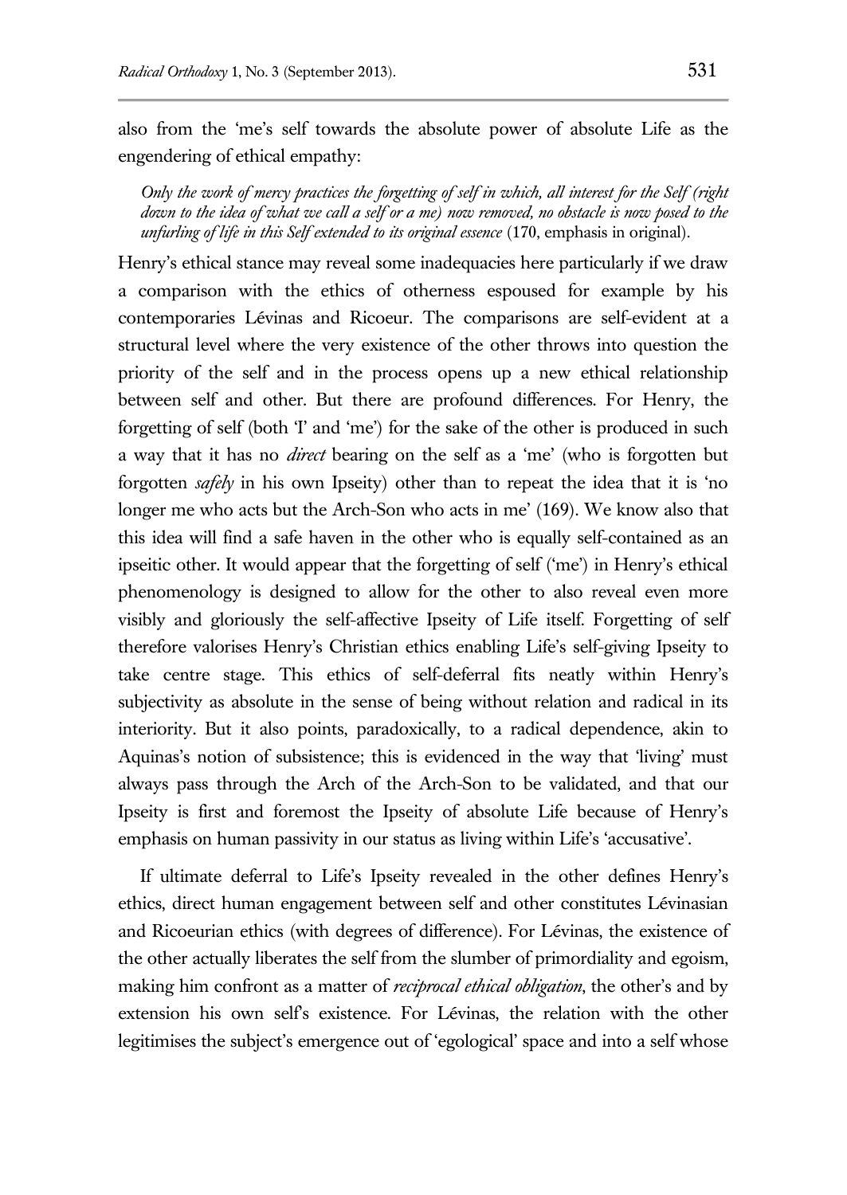also from the 'me's self towards the absolute power of absolute Life as the engendering of ethical empathy:

> *Only the work of mercy practices the forgetting of self in which, all interest for the Self (right down to the idea of what we call a self or a me) now removed, no obstacle is now posed to the unfurling of life in this Self extended to its original essence* (170, emphasis in original).

Henry's ethical stance may reveal some inadequacies here particularly if we draw a comparison with the ethics of otherness espoused for example by his contemporaries Lévinas and Ricoeur. The comparisons are self-evident at a structural level where the very existence of the other throws into question the priority of the self and in the process opens up a new ethical relationship between self and other. But there are profound differences. For Henry, the forgetting of self (both 'I' and 'me') for the sake of the other is produced in such a way that it has no *direct* bearing on the self as a 'me' (who is forgotten but forgotten *safely* in his own Ipseity) other than to repeat the idea that it is 'no longer me who acts but the Arch-Son who acts in me' (169). We know also that this idea will find a safe haven in the other who is equally self-contained as an ipseitic other. It would appear that the forgetting of self ('me') in Henry's ethical phenomenology is designed to allow for the other to also reveal even more visibly and gloriously the self-affective Ipseity of Life itself. Forgetting of self therefore valorises Henry's Christian ethics enabling Life's self-giving Ipseity to take centre stage. This ethics of self-deferral fits neatly within Henry's subjectivity as absolute in the sense of being without relation and radical in its interiority. But it also points, paradoxically, to a radical dependence, akin to Aquinas's notion of subsistence; this is evidenced in the way that 'living' must always pass through the Arch of the Arch-Son to be validated, and that our Ipseity is first and foremost the Ipseity of absolute Life because of Henry's emphasis on human passivity in our status as living within Life's 'accusative'.

If ultimate deferral to Life's Ipseity revealed in the other defines Henry's ethics, direct human engagement between self and other constitutes Lévinasian and Ricoeurian ethics (with degrees of difference). For Lévinas, the existence of the other actually liberates the self from the slumber of primordiality and egoism, making him confront as a matter of *reciprocal ethical obligation*, the other's and by extension his own self's existence. For Lévinas, the relation with the other legitimises the subject's emergence out of 'egological' space and into a self whose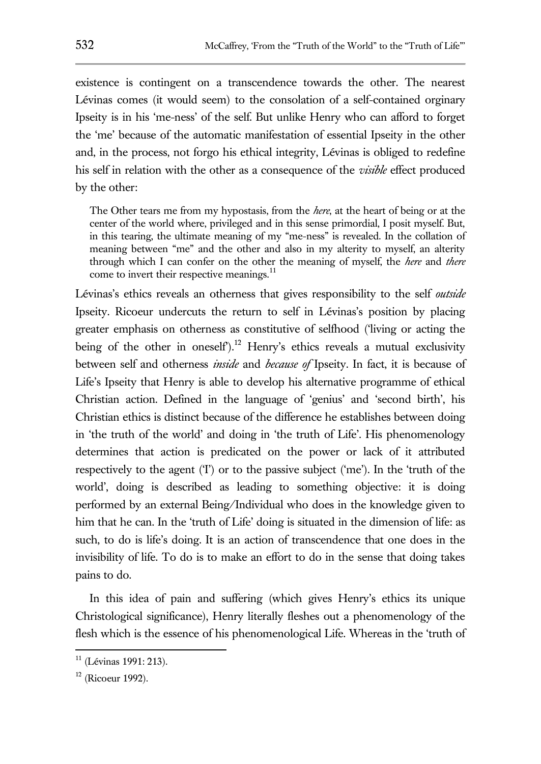existence is contingent on a transcendence towards the other. The nearest Lévinas comes (it would seem) to the consolation of a self-contained orginary Ipseity is in his 'me-ness' of the self. But unlike Henry who can afford to forget the 'me' because of the automatic manifestation of essential Ipseity in the other and, in the process, not forgo his ethical integrity, Lévinas is obliged to redefine his self in relation with the other as a consequence of the *visible* effect produced by the other:

> The Other tears me from my hypostasis, from the *here*, at the heart of being or at the center of the world where, privileged and in this sense primordial, I posit myself. But, in this tearing, the ultimate meaning of my "me-ness" is revealed. In the collation of meaning between "me" and the other and also in my alterity to myself, an alterity through which I can confer on the other the meaning of myself, the *here* and *there* come to invert their respective meanings.[11]

Lévinas's ethics reveals an otherness that gives responsibility to the self *outside* Ipseity. Ricoeur undercuts the return to self in Lévinas's position by placing greater emphasis on otherness as constitutive of selfhood ('living or acting the being of the other in oneself').[12] Henry's ethics reveals a mutual exclusivity between self and otherness *inside* and *because of* Ipseity. In fact, it is because of Life's Ipseity that Henry is able to develop his alternative programme of ethical Christian action. Defined in the language of 'genius' and 'second birth', his Christian ethics is distinct because of the difference he establishes between doing in 'the truth of the world' and doing in 'the truth of Life'. His phenomenology determines that action is predicated on the power or lack of it attributed respectively to the agent ('I') or to the passive subject ('me'). In the 'truth of the world', doing is described as leading to something objective: it is doing performed by an external Being/Individual who does in the knowledge given to him that he can. In the 'truth of Life' doing is situated in the dimension of life: as such, to do is life's doing. It is an action of transcendence that one does in the invisibility of life. To do is to make an effort to do in the sense that doing takes pains to do.

In this idea of pain and suffering (which gives Henry's ethics its unique Christological significance), Henry literally fleshes out a phenomenology of the flesh which is the essence of his phenomenological Life. Whereas in the 'truth of

---

[11] (Lévinas 1991: 213).

[12] (Ricoeur 1992).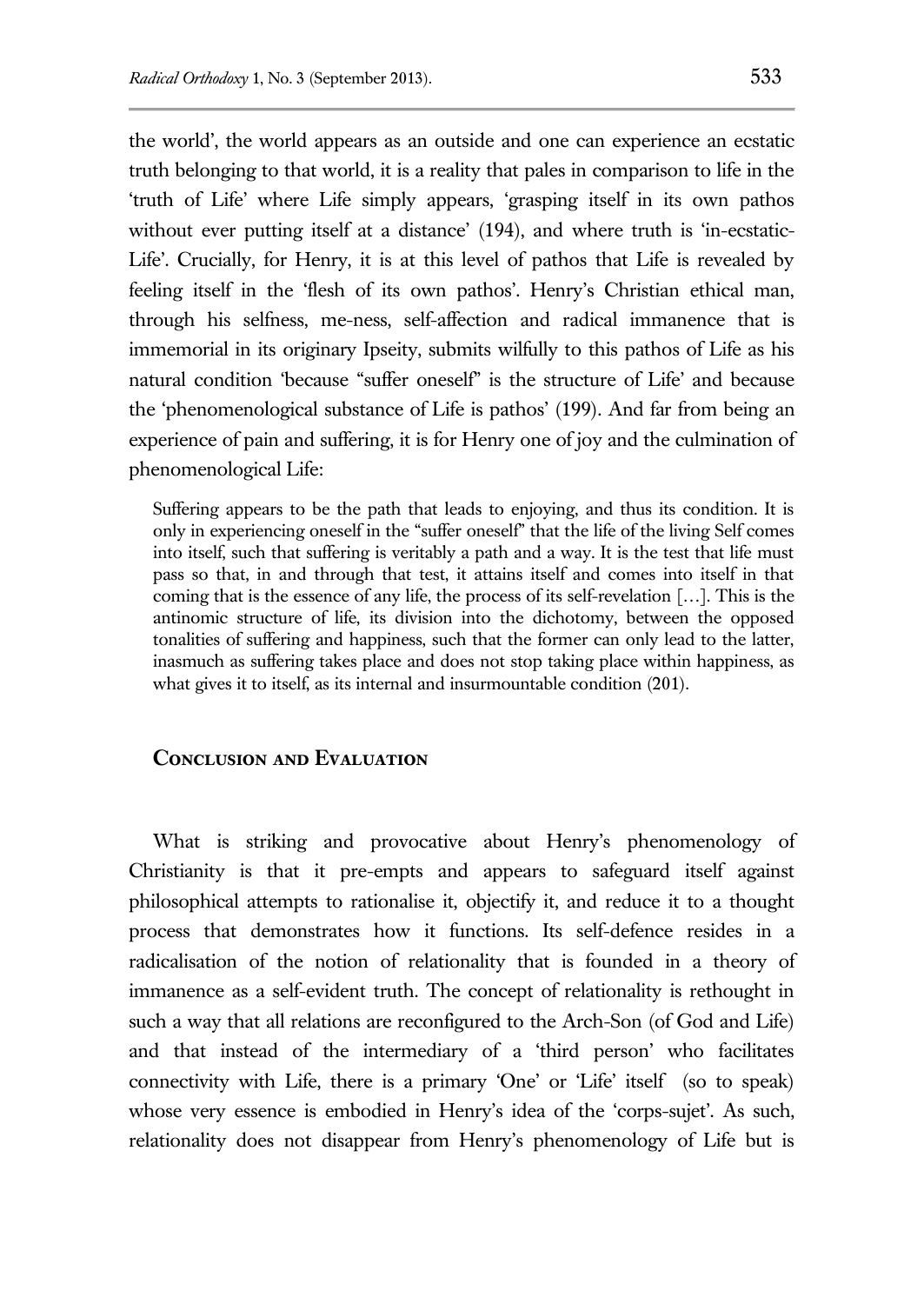the world', the world appears as an outside and one can experience an ecstatic truth belonging to that world, it is a reality that pales in comparison to life in the 'truth of Life' where Life simply appears, 'grasping itself in its own pathos without ever putting itself at a distance' (194), and where truth is 'in-ecstatic-Life'. Crucially, for Henry, it is at this level of pathos that Life is revealed by feeling itself in the 'flesh of its own pathos'. Henry's Christian ethical man, through his selfness, me-ness, self-affection and radical immanence that is immemorial in its originary Ipseity, submits wilfully to this pathos of Life as his natural condition 'because "suffer oneself" is the structure of Life' and because the 'phenomenological substance of Life is pathos' (199). And far from being an experience of pain and suffering, it is for Henry one of joy and the culmination of phenomenological Life:

> Suffering appears to be the path that leads to enjoying, and thus its condition. It is only in experiencing oneself in the "suffer oneself" that the life of the living Self comes into itself, such that suffering is veritably a path and a way. It is the test that life must pass so that, in and through that test, it attains itself and comes into itself in that coming that is the essence of any life, the process of its self-revelation […]. This is the antinomic structure of life, its division into the dichotomy, between the opposed tonalities of suffering and happiness, such that the former can only lead to the latter, inasmuch as suffering takes place and does not stop taking place within happiness, as what gives it to itself, as its internal and insurmountable condition (201).

## Conclusion and Evaluation

What is striking and provocative about Henry's phenomenology of Christianity is that it pre-empts and appears to safeguard itself against philosophical attempts to rationalise it, objectify it, and reduce it to a thought process that demonstrates how it functions. Its self-defence resides in a radicalisation of the notion of relationality that is founded in a theory of immanence as a self-evident truth. The concept of relationality is rethought in such a way that all relations are reconfigured to the Arch-Son (of God and Life) and that instead of the intermediary of a 'third person' who facilitates connectivity with Life, there is a primary 'One' or 'Life' itself (so to speak) whose very essence is embodied in Henry's idea of the 'corps-sujet'. As such, relationality does not disappear from Henry's phenomenology of Life but is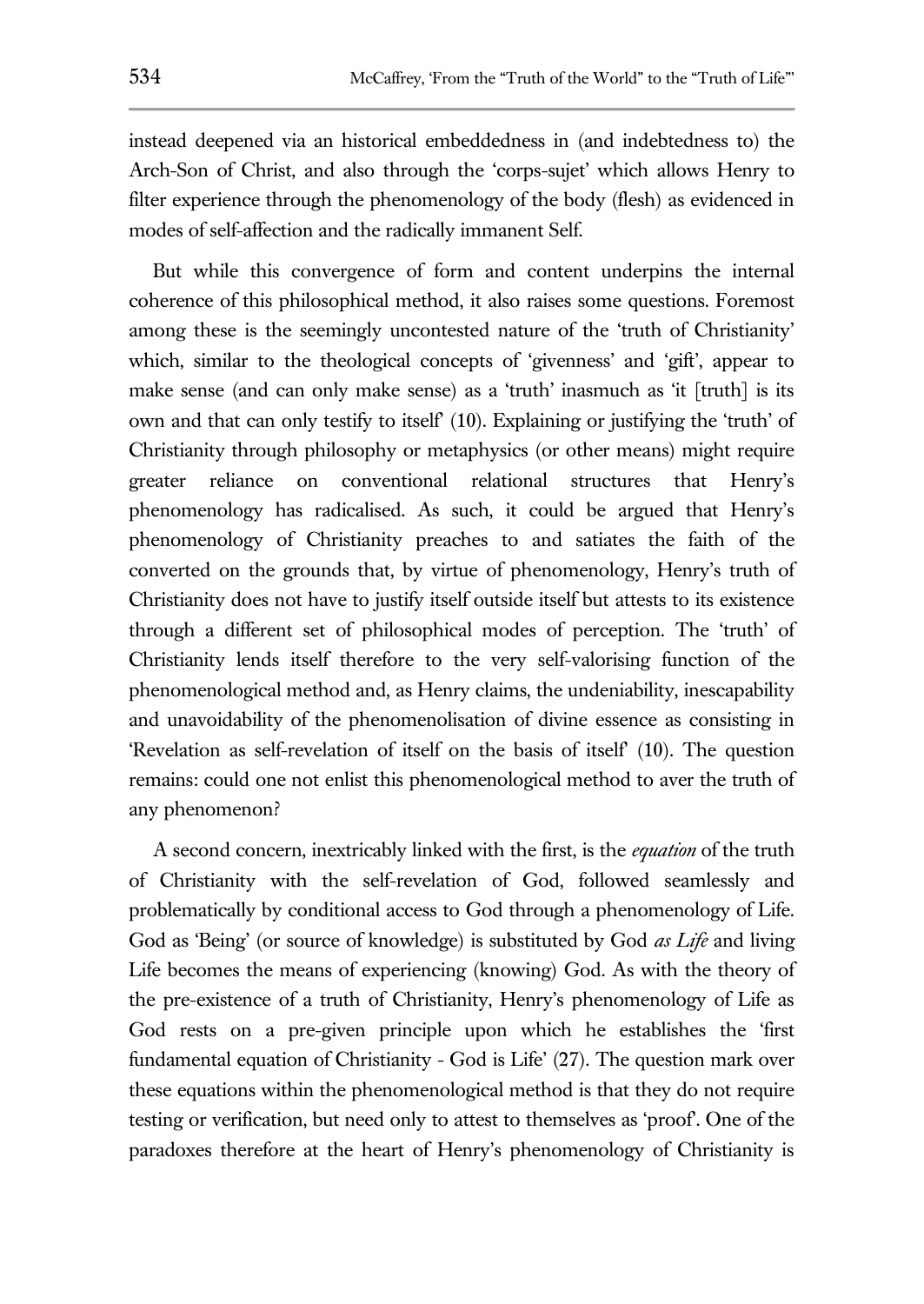instead deepened via an historical embeddedness in (and indebtedness to) the Arch-Son of Christ, and also through the 'corps-sujet' which allows Henry to filter experience through the phenomenology of the body (flesh) as evidenced in modes of self-affection and the radically immanent Self.

But while this convergence of form and content underpins the internal coherence of this philosophical method, it also raises some questions. Foremost among these is the seemingly uncontested nature of the 'truth of Christianity' which, similar to the theological concepts of 'givenness' and 'gift', appear to make sense (and can only make sense) as a 'truth' inasmuch as 'it [truth] is its own and that can only testify to itself' (10). Explaining or justifying the 'truth' of Christianity through philosophy or metaphysics (or other means) might require greater reliance on conventional relational structures that Henry's phenomenology has radicalised. As such, it could be argued that Henry's phenomenology of Christianity preaches to and satiates the faith of the converted on the grounds that, by virtue of phenomenology, Henry's truth of Christianity does not have to justify itself outside itself but attests to its existence through a different set of philosophical modes of perception. The 'truth' of Christianity lends itself therefore to the very self-valorising function of the phenomenological method and, as Henry claims, the undeniability, inescapability and unavoidability of the phenomenolisation of divine essence as consisting in 'Revelation as self-revelation of itself on the basis of itself' (10). The question remains: could one not enlist this phenomenological method to aver the truth of any phenomenon?

A second concern, inextricably linked with the first, is the *equation* of the truth of Christianity with the self-revelation of God, followed seamlessly and problematically by conditional access to God through a phenomenology of Life. God as 'Being' (or source of knowledge) is substituted by God *as Life* and living Life becomes the means of experiencing (knowing) God. As with the theory of the pre-existence of a truth of Christianity, Henry's phenomenology of Life as God rests on a pre-given principle upon which he establishes the 'first fundamental equation of Christianity - God is Life' (27). The question mark over these equations within the phenomenological method is that they do not require testing or verification, but need only to attest to themselves as 'proof'. One of the paradoxes therefore at the heart of Henry's phenomenology of Christianity is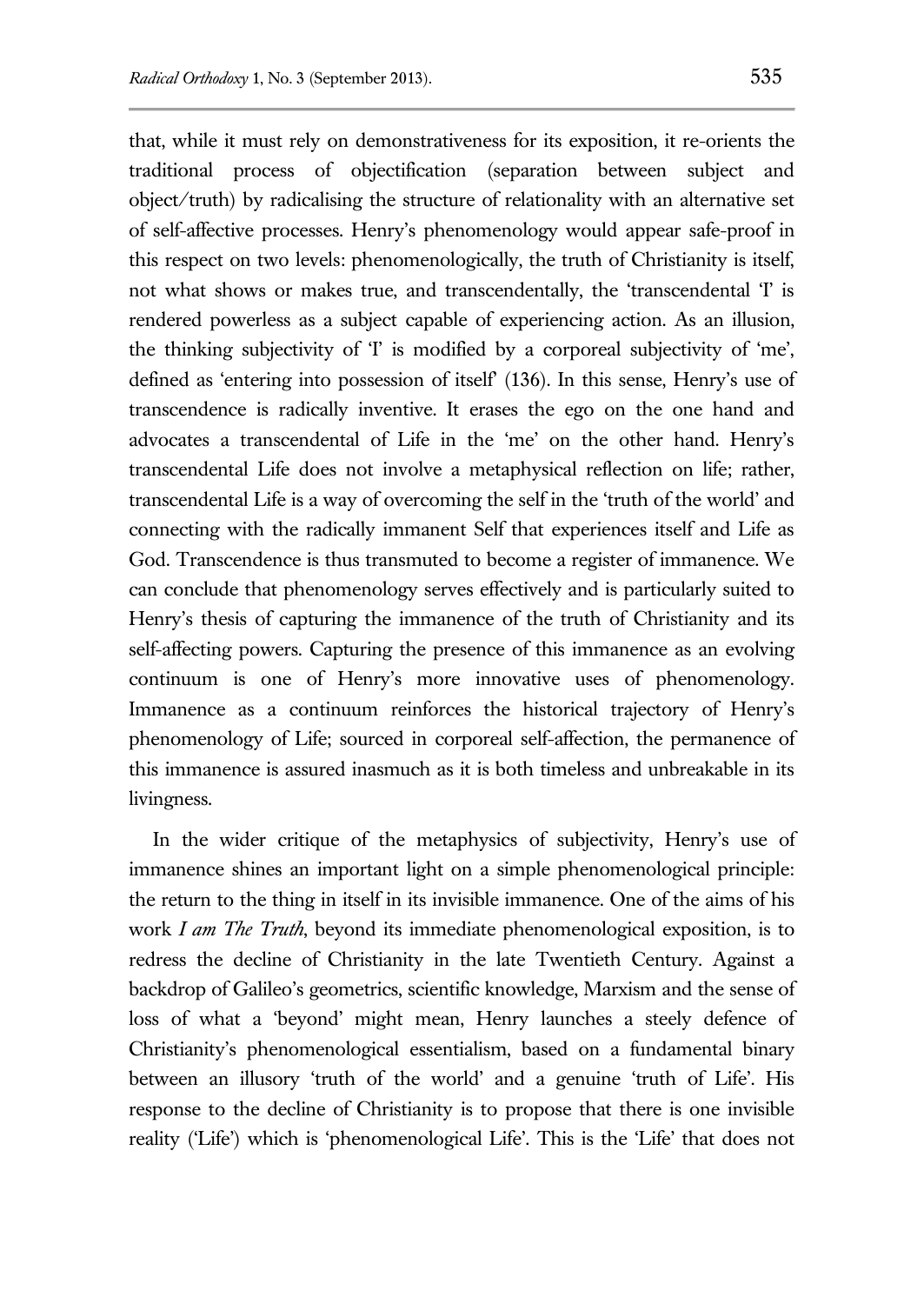that, while it must rely on demonstrativeness for its exposition, it re-orients the traditional process of objectification (separation between subject and object/truth) by radicalising the structure of relationality with an alternative set of self-affective processes. Henry's phenomenology would appear safe-proof in this respect on two levels: phenomenologically, the truth of Christianity is itself, not what shows or makes true, and transcendentally, the 'transcendental 'I' is rendered powerless as a subject capable of experiencing action. As an illusion, the thinking subjectivity of 'I' is modified by a corporeal subjectivity of 'me', defined as 'entering into possession of itself' (136). In this sense, Henry's use of transcendence is radically inventive. It erases the ego on the one hand and advocates a transcendental of Life in the 'me' on the other hand. Henry's transcendental Life does not involve a metaphysical reflection on life; rather, transcendental Life is a way of overcoming the self in the 'truth of the world' and connecting with the radically immanent Self that experiences itself and Life as God. Transcendence is thus transmuted to become a register of immanence. We can conclude that phenomenology serves effectively and is particularly suited to Henry's thesis of capturing the immanence of the truth of Christianity and its self-affecting powers. Capturing the presence of this immanence as an evolving continuum is one of Henry's more innovative uses of phenomenology. Immanence as a continuum reinforces the historical trajectory of Henry's phenomenology of Life; sourced in corporeal self-affection, the permanence of this immanence is assured inasmuch as it is both timeless and unbreakable in its livingness.

In the wider critique of the metaphysics of subjectivity, Henry's use of immanence shines an important light on a simple phenomenological principle: the return to the thing in itself in its invisible immanence. One of the aims of his work *I am The Truth*, beyond its immediate phenomenological exposition, is to redress the decline of Christianity in the late Twentieth Century. Against a backdrop of Galileo's geometrics, scientific knowledge, Marxism and the sense of loss of what a 'beyond' might mean, Henry launches a steely defence of Christianity's phenomenological essentialism, based on a fundamental binary between an illusory 'truth of the world' and a genuine 'truth of Life'. His response to the decline of Christianity is to propose that there is one invisible reality ('Life') which is 'phenomenological Life'. This is the 'Life' that does not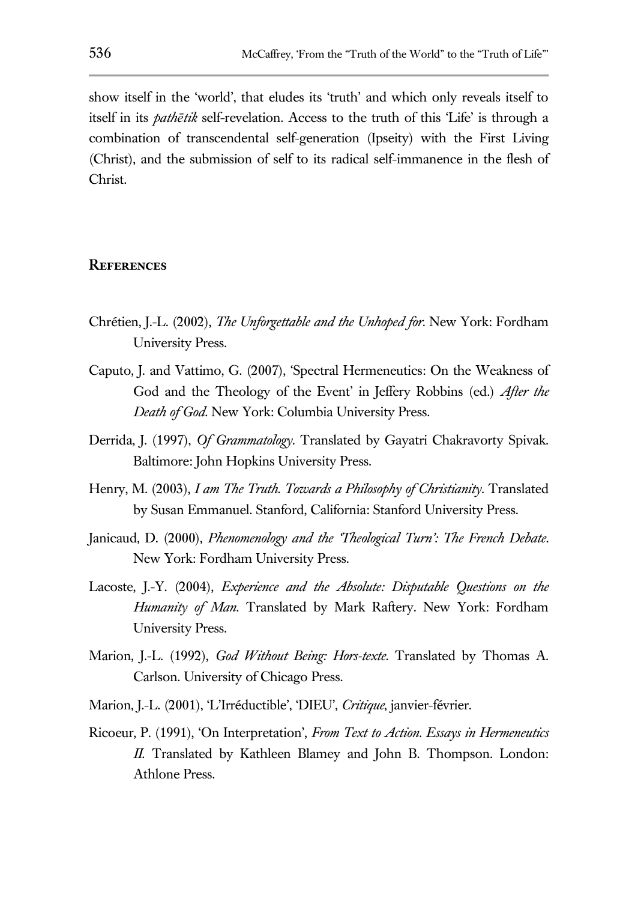show itself in the 'world', that eludes its 'truth' and which only reveals itself to itself in its *pathētik* self-revelation. Access to the truth of this 'Life' is through a combination of transcendental self-generation (Ipseity) with the First Living (Christ), and the submission of self to its radical self-immanence in the flesh of Christ.

## References

Chrétien, J.-L. (2002), *The Unforgettable and the Unhoped for*. New York: Fordham University Press.

Caputo, J. and Vattimo, G. (2007), 'Spectral Hermeneutics: On the Weakness of God and the Theology of the Event' in Jeffery Robbins (ed.) *After the Death of God*. New York: Columbia University Press.

Derrida, J. (1997), *Of Grammatology*. Translated by Gayatri Chakravorty Spivak. Baltimore: John Hopkins University Press.

Henry, M. (2003), *I am The Truth. Towards a Philosophy of Christianity*. Translated by Susan Emmanuel. Stanford, California: Stanford University Press.

Janicaud, D. (2000), *Phenomenology and the 'Theological Turn': The French Debate*. New York: Fordham University Press.

Lacoste, J.-Y. (2004), *Experience and the Absolute: Disputable Questions on the Humanity of Man*. Translated by Mark Raftery. New York: Fordham University Press.

Marion, J.-L. (1992), *God Without Being: Hors-texte*. Translated by Thomas A. Carlson. University of Chicago Press.

Marion, J.-L. (2001), 'L'Irréductible', 'DIEU', *Critique*, janvier-février.

Ricoeur, P. (1991), 'On Interpretation', *From Text to Action. Essays in Hermeneutics II*. Translated by Kathleen Blamey and John B. Thompson. London: Athlone Press.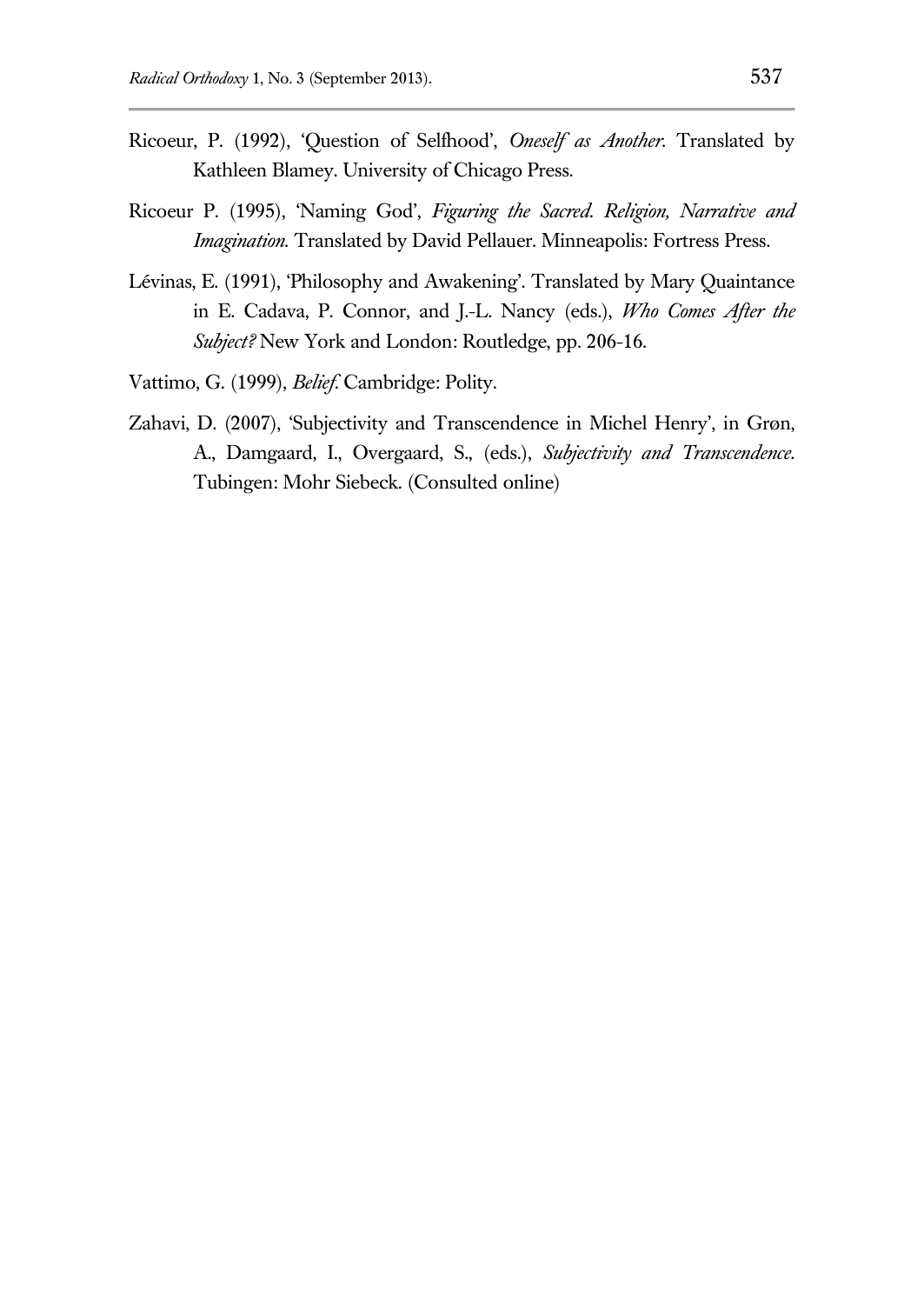Ricoeur, P. (1992), 'Question of Selfhood', *Oneself as Another*. Translated by Kathleen Blamey. University of Chicago Press.

Ricoeur P. (1995), 'Naming God', *Figuring the Sacred. Religion, Narrative and Imagination*. Translated by David Pellauer. Minneapolis: Fortress Press.

Lévinas, E. (1991), 'Philosophy and Awakening'. Translated by Mary Quaintance in E. Cadava, P. Connor, and J.-L. Nancy (eds.), *Who Comes After the Subject?* New York and London: Routledge, pp. 206-16.

Vattimo, G. (1999), *Belief*. Cambridge: Polity.

Zahavi, D. (2007), 'Subjectivity and Transcendence in Michel Henry', in Grøn, A., Damgaard, I., Overgaard, S., (eds.), *Subjectivity and Transcendence*. Tubingen: Mohr Siebeck. (Consulted online)